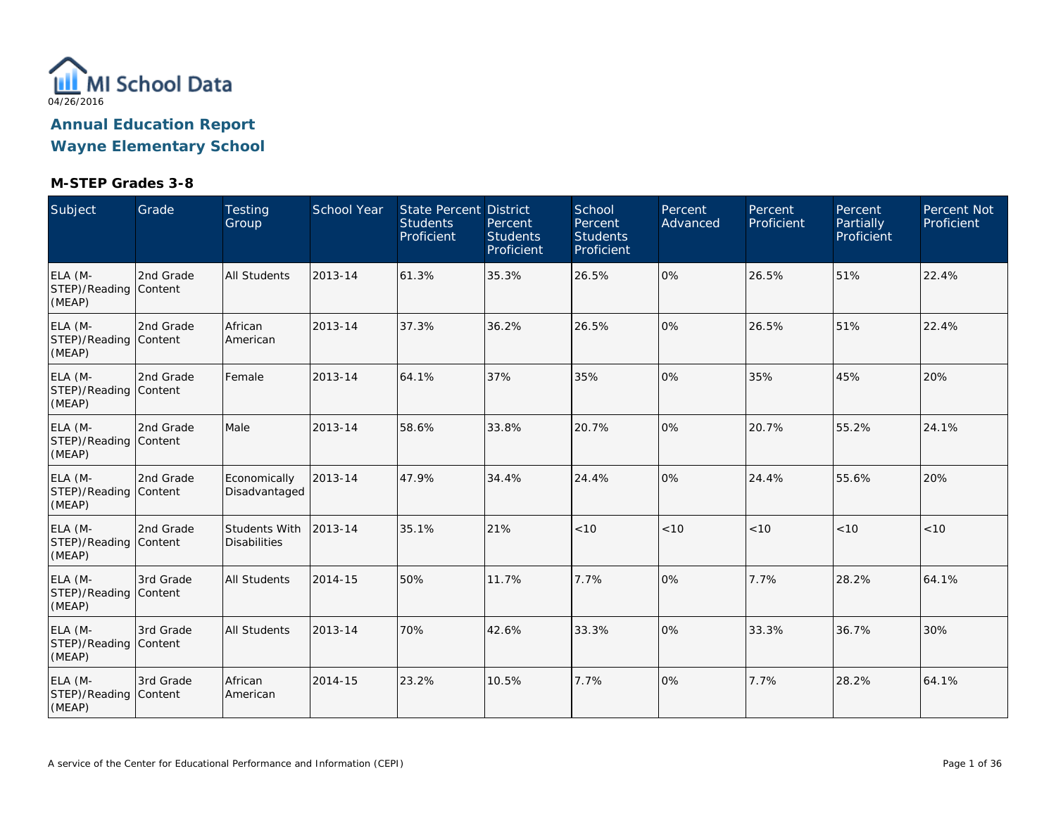MI School Data

04/26/2016

# Annual Education Report

# Wayne Elementary School

## M-STEP Grades 3-8

| Subject | Grade | Testing Group | School Year | State Percent Students Proficient | District Percent Students Proficient | School Percent Students Proficient | Percent Advanced | Percent Proficient | Percent Partially Proficient | Percent Not Proficient |
|---|---|---|---|---|---|---|---|---|---|---|
| ELA (M-STEP)/Reading (MEAP) | 2nd Grade Content | All Students | 2013-14 | 61.3% | 35.3% | 26.5% | 0% | 26.5% | 51% | 22.4% |
| ELA (M-STEP)/Reading (MEAP) | 2nd Grade Content | African American | 2013-14 | 37.3% | 36.2% | 26.5% | 0% | 26.5% | 51% | 22.4% |
| ELA (M-STEP)/Reading (MEAP) | 2nd Grade Content | Female | 2013-14 | 64.1% | 37% | 35% | 0% | 35% | 45% | 20% |
| ELA (M-STEP)/Reading (MEAP) | 2nd Grade Content | Male | 2013-14 | 58.6% | 33.8% | 20.7% | 0% | 20.7% | 55.2% | 24.1% |
| ELA (M-STEP)/Reading (MEAP) | 2nd Grade Content | Economically Disadvantaged | 2013-14 | 47.9% | 34.4% | 24.4% | 0% | 24.4% | 55.6% | 20% |
| ELA (M-STEP)/Reading (MEAP) | 2nd Grade Content | Students With Disabilities | 2013-14 | 35.1% | 21% | <10 | <10 | <10 | <10 | <10 |
| ELA (M-STEP)/Reading (MEAP) | 3rd Grade Content | All Students | 2014-15 | 50% | 11.7% | 7.7% | 0% | 7.7% | 28.2% | 64.1% |
| ELA (M-STEP)/Reading (MEAP) | 3rd Grade Content | All Students | 2013-14 | 70% | 42.6% | 33.3% | 0% | 33.3% | 36.7% | 30% |
| ELA (M-STEP)/Reading (MEAP) | 3rd Grade Content | African American | 2014-15 | 23.2% | 10.5% | 7.7% | 0% | 7.7% | 28.2% | 64.1% |

A service of the Center for Educational Performance and Information (CEPI)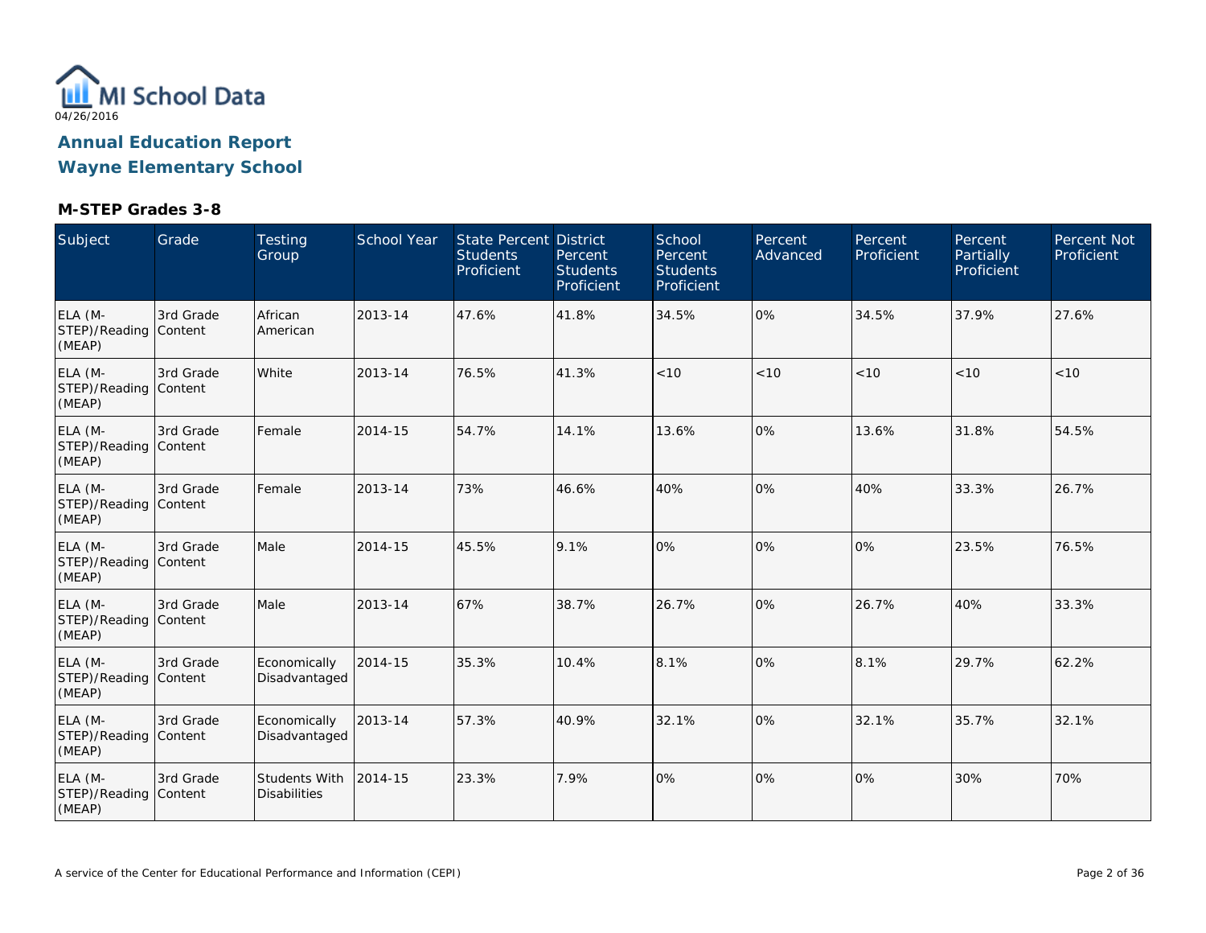MI School Data

04/26/2016

## Annual Education Report
## Wayne Elementary School

### M-STEP Grades 3-8

| Subject | Grade | Testing Group | School Year | State Percent Students Proficient | District Percent Students Proficient | School Percent Students Proficient | Percent Advanced | Percent Proficient | Percent Partially Proficient | Percent Not Proficient |
|---|---|---|---|---|---|---|---|---|---|---|
| ELA (M-STEP)/Reading (MEAP) | 3rd Grade Content | African American | 2013-14 | 47.6% | 41.8% | 34.5% | 0% | 34.5% | 37.9% | 27.6% |
| ELA (M-STEP)/Reading (MEAP) | 3rd Grade Content | White | 2013-14 | 76.5% | 41.3% | <10 | <10 | <10 | <10 | <10 |
| ELA (M-STEP)/Reading (MEAP) | 3rd Grade Content | Female | 2014-15 | 54.7% | 14.1% | 13.6% | 0% | 13.6% | 31.8% | 54.5% |
| ELA (M-STEP)/Reading (MEAP) | 3rd Grade Content | Female | 2013-14 | 73% | 46.6% | 40% | 0% | 40% | 33.3% | 26.7% |
| ELA (M-STEP)/Reading (MEAP) | 3rd Grade Content | Male | 2014-15 | 45.5% | 9.1% | 0% | 0% | 0% | 23.5% | 76.5% |
| ELA (M-STEP)/Reading (MEAP) | 3rd Grade Content | Male | 2013-14 | 67% | 38.7% | 26.7% | 0% | 26.7% | 40% | 33.3% |
| ELA (M-STEP)/Reading (MEAP) | 3rd Grade Content | Economically Disadvantaged | 2014-15 | 35.3% | 10.4% | 8.1% | 0% | 8.1% | 29.7% | 62.2% |
| ELA (M-STEP)/Reading (MEAP) | 3rd Grade Content | Economically Disadvantaged | 2013-14 | 57.3% | 40.9% | 32.1% | 0% | 32.1% | 35.7% | 32.1% |
| ELA (M-STEP)/Reading (MEAP) | 3rd Grade Content | Students With Disabilities | 2014-15 | 23.3% | 7.9% | 0% | 0% | 0% | 30% | 70% |

A service of the Center for Educational Performance and Information (CEPI)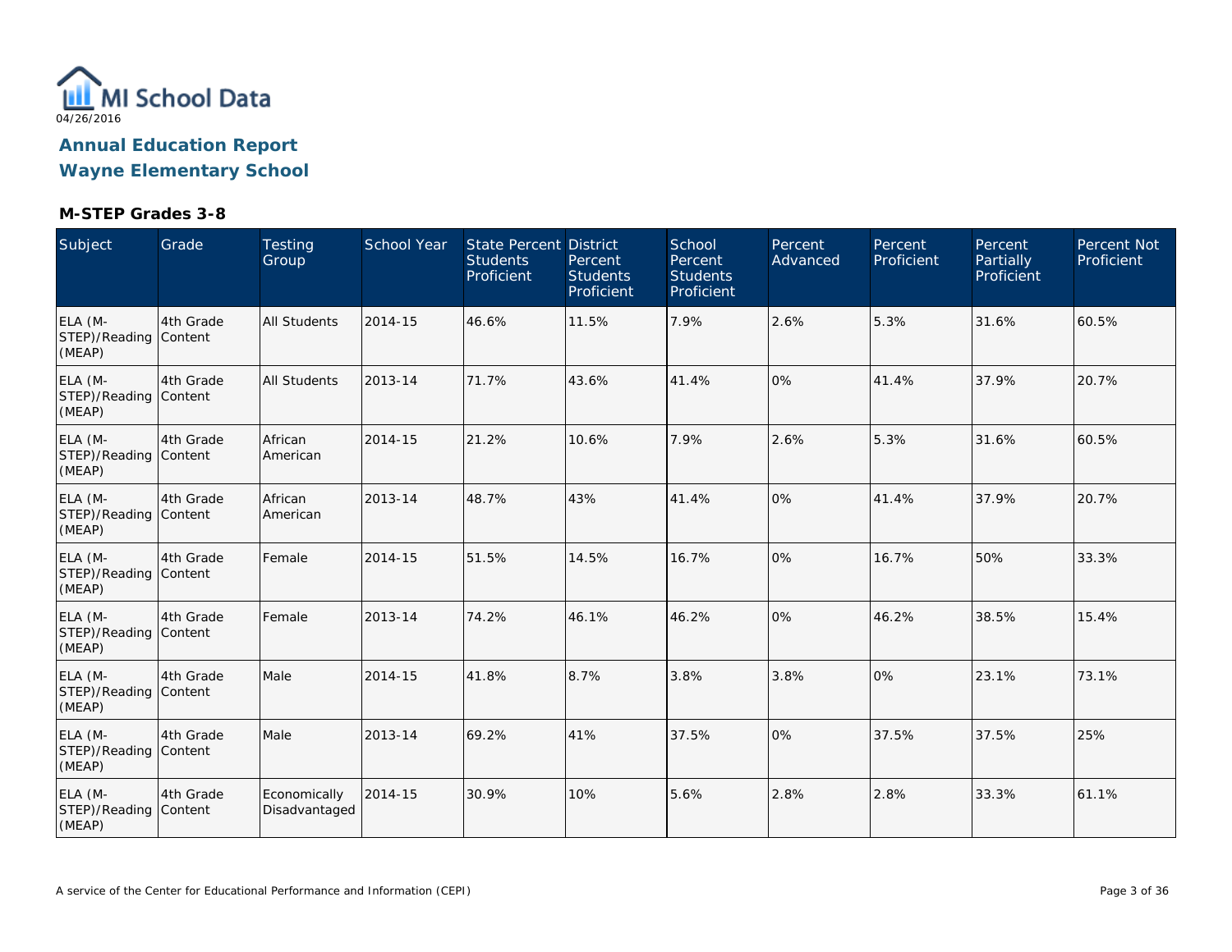MI School Data

04/26/2016

# Annual Education Report

# Wayne Elementary School

### M-STEP Grades 3-8

| Subject | Grade | Testing Group | School Year | State Percent Students Proficient | District Percent Students Proficient | School Percent Students Proficient | Percent Advanced | Percent Proficient | Percent Partially Proficient | Percent Not Proficient |
|---|---|---|---|---|---|---|---|---|---|---|
| ELA (M-STEP)/Reading (MEAP) | 4th Grade Content | All Students | 2014-15 | 46.6% | 11.5% | 7.9% | 2.6% | 5.3% | 31.6% | 60.5% |
| ELA (M-STEP)/Reading (MEAP) | 4th Grade Content | All Students | 2013-14 | 71.7% | 43.6% | 41.4% | 0% | 41.4% | 37.9% | 20.7% |
| ELA (M-STEP)/Reading (MEAP) | 4th Grade Content | African American | 2014-15 | 21.2% | 10.6% | 7.9% | 2.6% | 5.3% | 31.6% | 60.5% |
| ELA (M-STEP)/Reading (MEAP) | 4th Grade Content | African American | 2013-14 | 48.7% | 43% | 41.4% | 0% | 41.4% | 37.9% | 20.7% |
| ELA (M-STEP)/Reading (MEAP) | 4th Grade Content | Female | 2014-15 | 51.5% | 14.5% | 16.7% | 0% | 16.7% | 50% | 33.3% |
| ELA (M-STEP)/Reading (MEAP) | 4th Grade Content | Female | 2013-14 | 74.2% | 46.1% | 46.2% | 0% | 46.2% | 38.5% | 15.4% |
| ELA (M-STEP)/Reading (MEAP) | 4th Grade Content | Male | 2014-15 | 41.8% | 8.7% | 3.8% | 3.8% | 0% | 23.1% | 73.1% |
| ELA (M-STEP)/Reading (MEAP) | 4th Grade Content | Male | 2013-14 | 69.2% | 41% | 37.5% | 0% | 37.5% | 37.5% | 25% |
| ELA (M-STEP)/Reading (MEAP) | 4th Grade Content | Economically Disadvantaged | 2014-15 | 30.9% | 10% | 5.6% | 2.8% | 2.8% | 33.3% | 61.1% |

A service of the Center for Educational Performance and Information (CEPI)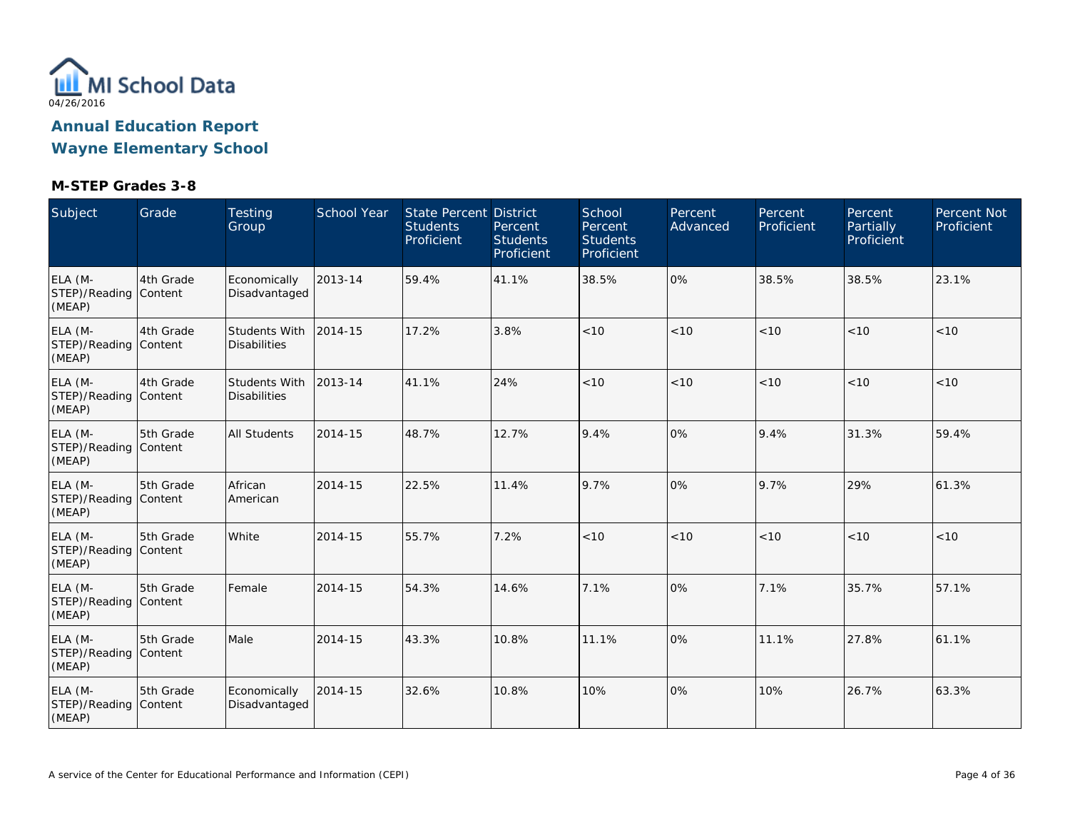MI School Data

04/26/2016

# Annual Education Report

# Wayne Elementary School

### M-STEP Grades 3-8

| Subject | Grade | Testing Group | School Year | State Percent Students Proficient | District Percent Students Proficient | School Percent Students Proficient | Percent Advanced | Percent Proficient | Percent Partially Proficient | Percent Not Proficient |
|---|---|---|---|---|---|---|---|---|---|---|
| ELA (M-STEP)/Reading (MEAP) | 4th Grade Content | Economically Disadvantaged | 2013-14 | 59.4% | 41.1% | 38.5% | 0% | 38.5% | 38.5% | 23.1% |
| ELA (M-STEP)/Reading (MEAP) | 4th Grade Content | Students With Disabilities | 2014-15 | 17.2% | 3.8% | <10 | <10 | <10 | <10 | <10 |
| ELA (M-STEP)/Reading (MEAP) | 4th Grade Content | Students With Disabilities | 2013-14 | 41.1% | 24% | <10 | <10 | <10 | <10 | <10 |
| ELA (M-STEP)/Reading (MEAP) | 5th Grade Content | All Students | 2014-15 | 48.7% | 12.7% | 9.4% | 0% | 9.4% | 31.3% | 59.4% |
| ELA (M-STEP)/Reading (MEAP) | 5th Grade Content | African American | 2014-15 | 22.5% | 11.4% | 9.7% | 0% | 9.7% | 29% | 61.3% |
| ELA (M-STEP)/Reading (MEAP) | 5th Grade Content | White | 2014-15 | 55.7% | 7.2% | <10 | <10 | <10 | <10 | <10 |
| ELA (M-STEP)/Reading (MEAP) | 5th Grade Content | Female | 2014-15 | 54.3% | 14.6% | 7.1% | 0% | 7.1% | 35.7% | 57.1% |
| ELA (M-STEP)/Reading (MEAP) | 5th Grade Content | Male | 2014-15 | 43.3% | 10.8% | 11.1% | 0% | 11.1% | 27.8% | 61.1% |
| ELA (M-STEP)/Reading (MEAP) | 5th Grade Content | Economically Disadvantaged | 2014-15 | 32.6% | 10.8% | 10% | 0% | 10% | 26.7% | 63.3% |

A service of the Center for Educational Performance and Information (CEPI)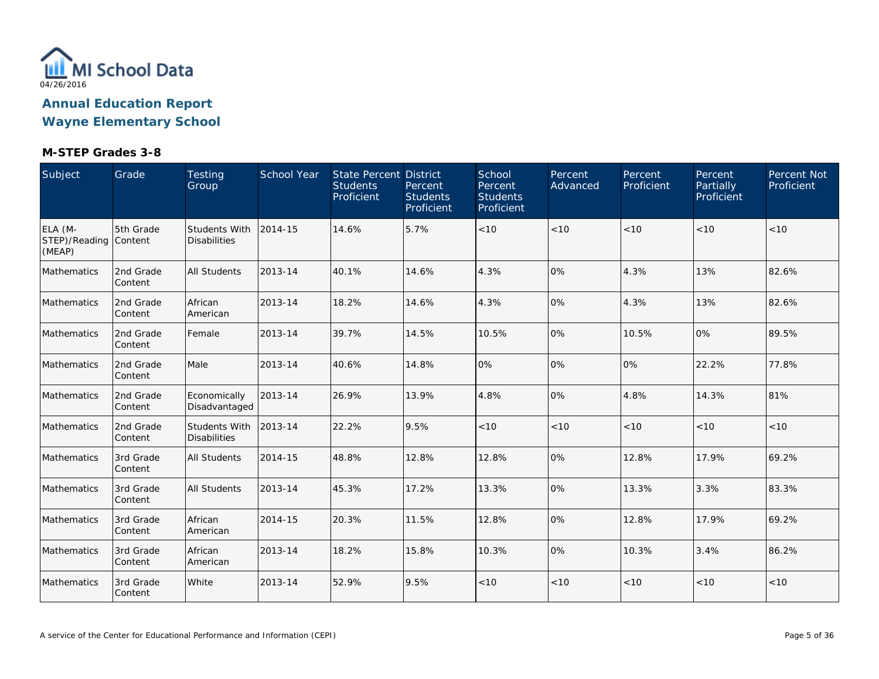MI School Data
04/26/2016

# Annual Education Report

## Wayne Elementary School

### M-STEP Grades 3-8

| Subject | Grade | Testing Group | School Year | State Percent Students Proficient | District Percent Students Proficient | School Percent Students Proficient | Percent Advanced | Percent Proficient | Percent Partially Proficient | Percent Not Proficient |
|---|---|---|---|---|---|---|---|---|---|---|
| ELA (M-STEP)/Reading (MEAP) | 5th Grade Content | Students With Disabilities | 2014-15 | 14.6% | 5.7% | <10 | <10 | <10 | <10 | <10 |
| Mathematics | 2nd Grade Content | All Students | 2013-14 | 40.1% | 14.6% | 4.3% | 0% | 4.3% | 13% | 82.6% |
| Mathematics | 2nd Grade Content | African American | 2013-14 | 18.2% | 14.6% | 4.3% | 0% | 4.3% | 13% | 82.6% |
| Mathematics | 2nd Grade Content | Female | 2013-14 | 39.7% | 14.5% | 10.5% | 0% | 10.5% | 0% | 89.5% |
| Mathematics | 2nd Grade Content | Male | 2013-14 | 40.6% | 14.8% | 0% | 0% | 0% | 22.2% | 77.8% |
| Mathematics | 2nd Grade Content | Economically Disadvantaged | 2013-14 | 26.9% | 13.9% | 4.8% | 0% | 4.8% | 14.3% | 81% |
| Mathematics | 2nd Grade Content | Students With Disabilities | 2013-14 | 22.2% | 9.5% | <10 | <10 | <10 | <10 | <10 |
| Mathematics | 3rd Grade Content | All Students | 2014-15 | 48.8% | 12.8% | 12.8% | 0% | 12.8% | 17.9% | 69.2% |
| Mathematics | 3rd Grade Content | All Students | 2013-14 | 45.3% | 17.2% | 13.3% | 0% | 13.3% | 3.3% | 83.3% |
| Mathematics | 3rd Grade Content | African American | 2014-15 | 20.3% | 11.5% | 12.8% | 0% | 12.8% | 17.9% | 69.2% |
| Mathematics | 3rd Grade Content | African American | 2013-14 | 18.2% | 15.8% | 10.3% | 0% | 10.3% | 3.4% | 86.2% |
| Mathematics | 3rd Grade Content | White | 2013-14 | 52.9% | 9.5% | <10 | <10 | <10 | <10 | <10 |

A service of the Center for Educational Performance and Information (CEPI)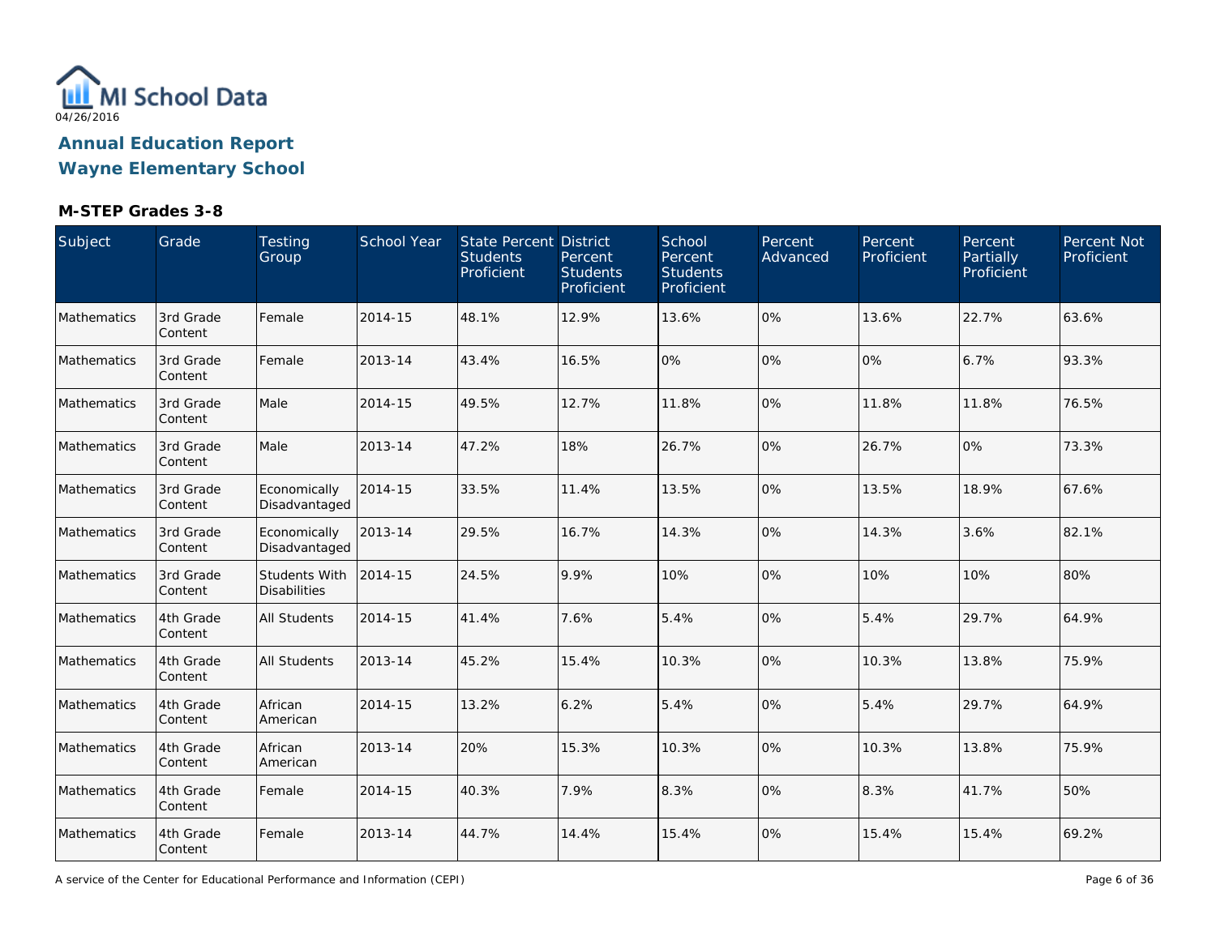MI School Data

04/26/2016

## Annual Education Report
## Wayne Elementary School

### M-STEP Grades 3-8

| Subject | Grade | Testing Group | School Year | State Percent Students Proficient | District Percent Students Proficient | School Percent Students Proficient | Percent Advanced | Percent Proficient | Percent Partially Proficient | Percent Not Proficient |
|---|---|---|---|---|---|---|---|---|---|---|
| Mathematics | 3rd Grade Content | Female | 2014-15 | 48.1% | 12.9% | 13.6% | 0% | 13.6% | 22.7% | 63.6% |
| Mathematics | 3rd Grade Content | Female | 2013-14 | 43.4% | 16.5% | 0% | 0% | 0% | 6.7% | 93.3% |
| Mathematics | 3rd Grade Content | Male | 2014-15 | 49.5% | 12.7% | 11.8% | 0% | 11.8% | 11.8% | 76.5% |
| Mathematics | 3rd Grade Content | Male | 2013-14 | 47.2% | 18% | 26.7% | 0% | 26.7% | 0% | 73.3% |
| Mathematics | 3rd Grade Content | Economically Disadvantaged | 2014-15 | 33.5% | 11.4% | 13.5% | 0% | 13.5% | 18.9% | 67.6% |
| Mathematics | 3rd Grade Content | Economically Disadvantaged | 2013-14 | 29.5% | 16.7% | 14.3% | 0% | 14.3% | 3.6% | 82.1% |
| Mathematics | 3rd Grade Content | Students With Disabilities | 2014-15 | 24.5% | 9.9% | 10% | 0% | 10% | 10% | 80% |
| Mathematics | 4th Grade Content | All Students | 2014-15 | 41.4% | 7.6% | 5.4% | 0% | 5.4% | 29.7% | 64.9% |
| Mathematics | 4th Grade Content | All Students | 2013-14 | 45.2% | 15.4% | 10.3% | 0% | 10.3% | 13.8% | 75.9% |
| Mathematics | 4th Grade Content | African American | 2014-15 | 13.2% | 6.2% | 5.4% | 0% | 5.4% | 29.7% | 64.9% |
| Mathematics | 4th Grade Content | African American | 2013-14 | 20% | 15.3% | 10.3% | 0% | 10.3% | 13.8% | 75.9% |
| Mathematics | 4th Grade Content | Female | 2014-15 | 40.3% | 7.9% | 8.3% | 0% | 8.3% | 41.7% | 50% |
| Mathematics | 4th Grade Content | Female | 2013-14 | 44.7% | 14.4% | 15.4% | 0% | 15.4% | 15.4% | 69.2% |

A service of the Center for Educational Performance and Information (CEPI)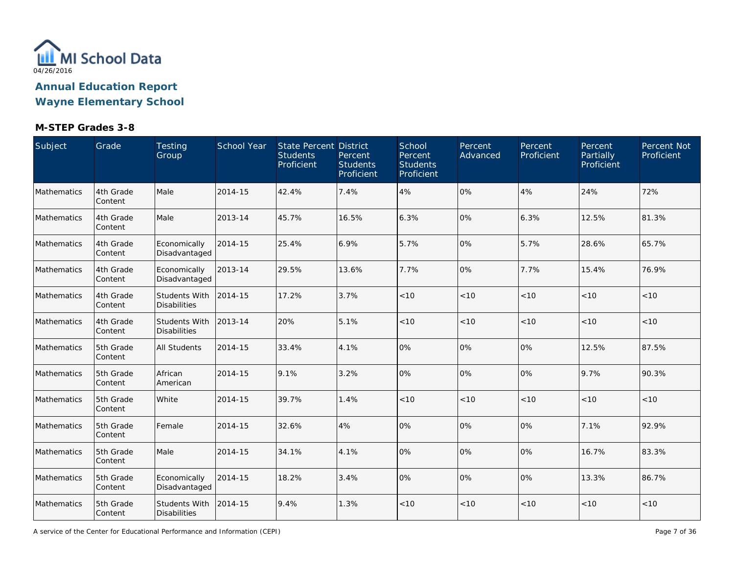MI School Data

04/26/2016

## Annual Education Report
## Wayne Elementary School

### M-STEP Grades 3-8

| Subject | Grade | Testing Group | School Year | State Percent Students Proficient | District Percent Students Proficient | School Percent Students Proficient | Percent Advanced | Percent Proficient | Percent Partially Proficient | Percent Not Proficient |
|---|---|---|---|---|---|---|---|---|---|---|
| Mathematics | 4th Grade Content | Male | 2014-15 | 42.4% | 7.4% | 4% | 0% | 4% | 24% | 72% |
| Mathematics | 4th Grade Content | Male | 2013-14 | 45.7% | 16.5% | 6.3% | 0% | 6.3% | 12.5% | 81.3% |
| Mathematics | 4th Grade Content | Economically Disadvantaged | 2014-15 | 25.4% | 6.9% | 5.7% | 0% | 5.7% | 28.6% | 65.7% |
| Mathematics | 4th Grade Content | Economically Disadvantaged | 2013-14 | 29.5% | 13.6% | 7.7% | 0% | 7.7% | 15.4% | 76.9% |
| Mathematics | 4th Grade Content | Students With Disabilities | 2014-15 | 17.2% | 3.7% | <10 | <10 | <10 | <10 | <10 |
| Mathematics | 4th Grade Content | Students With Disabilities | 2013-14 | 20% | 5.1% | <10 | <10 | <10 | <10 | <10 |
| Mathematics | 5th Grade Content | All Students | 2014-15 | 33.4% | 4.1% | 0% | 0% | 0% | 12.5% | 87.5% |
| Mathematics | 5th Grade Content | African American | 2014-15 | 9.1% | 3.2% | 0% | 0% | 0% | 9.7% | 90.3% |
| Mathematics | 5th Grade Content | White | 2014-15 | 39.7% | 1.4% | <10 | <10 | <10 | <10 | <10 |
| Mathematics | 5th Grade Content | Female | 2014-15 | 32.6% | 4% | 0% | 0% | 0% | 7.1% | 92.9% |
| Mathematics | 5th Grade Content | Male | 2014-15 | 34.1% | 4.1% | 0% | 0% | 0% | 16.7% | 83.3% |
| Mathematics | 5th Grade Content | Economically Disadvantaged | 2014-15 | 18.2% | 3.4% | 0% | 0% | 0% | 13.3% | 86.7% |
| Mathematics | 5th Grade Content | Students With Disabilities | 2014-15 | 9.4% | 1.3% | <10 | <10 | <10 | <10 | <10 |

A service of the Center for Educational Performance and Information (CEPI)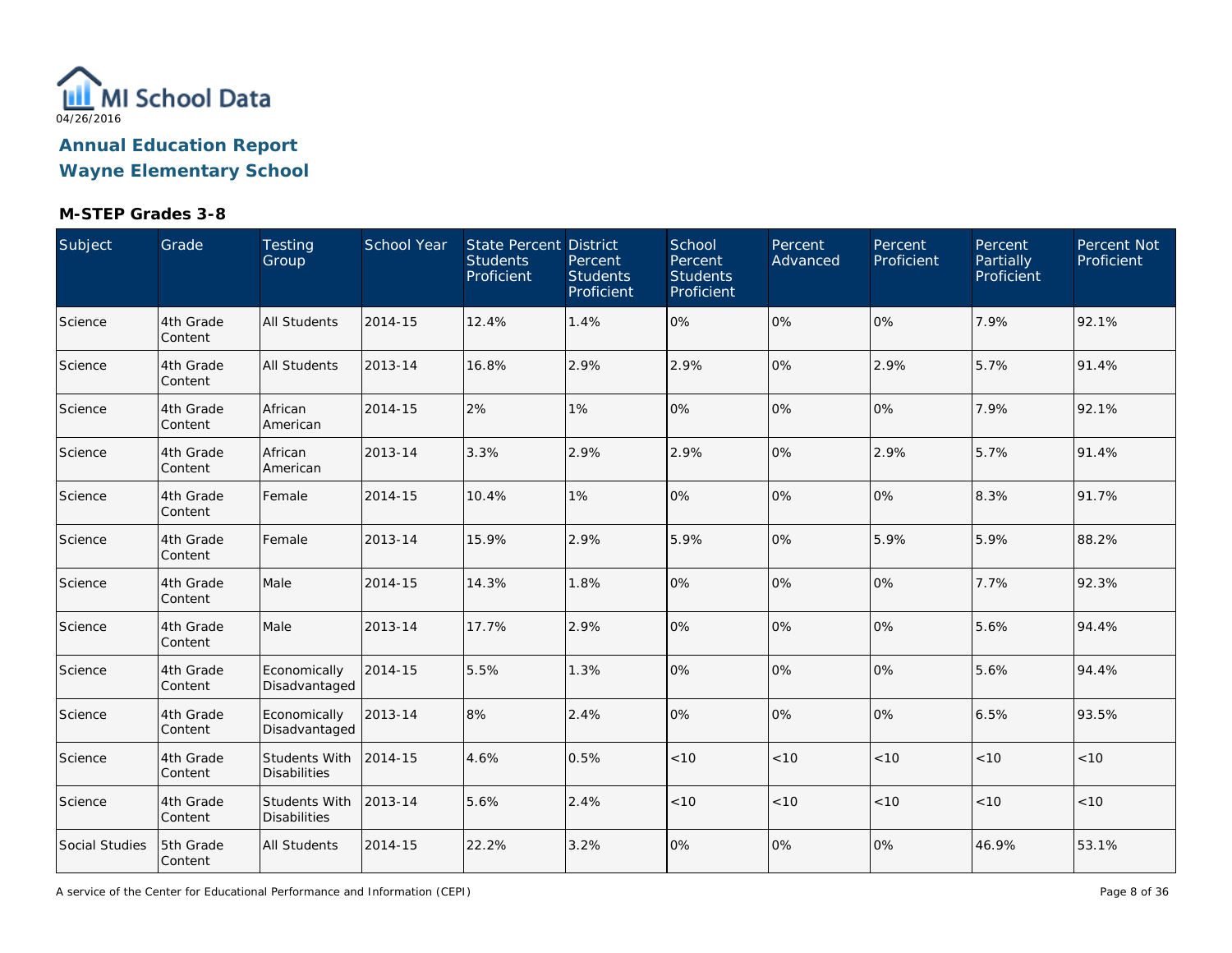# Annual Education Report

## Wayne Elementary School

### M-STEP Grades 3-8

| Subject | Grade | Testing Group | School Year | State Percent Students Proficient | District Percent Students Proficient | School Percent Students Proficient | Percent Advanced | Percent Proficient | Percent Partially Proficient | Percent Not Proficient |
|---|---|---|---|---|---|---|---|---|---|---|
| Science | 4th Grade Content | All Students | 2014-15 | 12.4% | 1.4% | 0% | 0% | 0% | 7.9% | 92.1% |
| Science | 4th Grade Content | All Students | 2013-14 | 16.8% | 2.9% | 2.9% | 0% | 2.9% | 5.7% | 91.4% |
| Science | 4th Grade Content | African American | 2014-15 | 2% | 1% | 0% | 0% | 0% | 7.9% | 92.1% |
| Science | 4th Grade Content | African American | 2013-14 | 3.3% | 2.9% | 2.9% | 0% | 2.9% | 5.7% | 91.4% |
| Science | 4th Grade Content | Female | 2014-15 | 10.4% | 1% | 0% | 0% | 0% | 8.3% | 91.7% |
| Science | 4th Grade Content | Female | 2013-14 | 15.9% | 2.9% | 5.9% | 0% | 5.9% | 5.9% | 88.2% |
| Science | 4th Grade Content | Male | 2014-15 | 14.3% | 1.8% | 0% | 0% | 0% | 7.7% | 92.3% |
| Science | 4th Grade Content | Male | 2013-14 | 17.7% | 2.9% | 0% | 0% | 0% | 5.6% | 94.4% |
| Science | 4th Grade Content | Economically Disadvantaged | 2014-15 | 5.5% | 1.3% | 0% | 0% | 0% | 5.6% | 94.4% |
| Science | 4th Grade Content | Economically Disadvantaged | 2013-14 | 8% | 2.4% | 0% | 0% | 0% | 6.5% | 93.5% |
| Science | 4th Grade Content | Students With Disabilities | 2014-15 | 4.6% | 0.5% | <10 | <10 | <10 | <10 | <10 |
| Science | 4th Grade Content | Students With Disabilities | 2013-14 | 5.6% | 2.4% | <10 | <10 | <10 | <10 | <10 |
| Social Studies | 5th Grade Content | All Students | 2014-15 | 22.2% | 3.2% | 0% | 0% | 0% | 46.9% | 53.1% |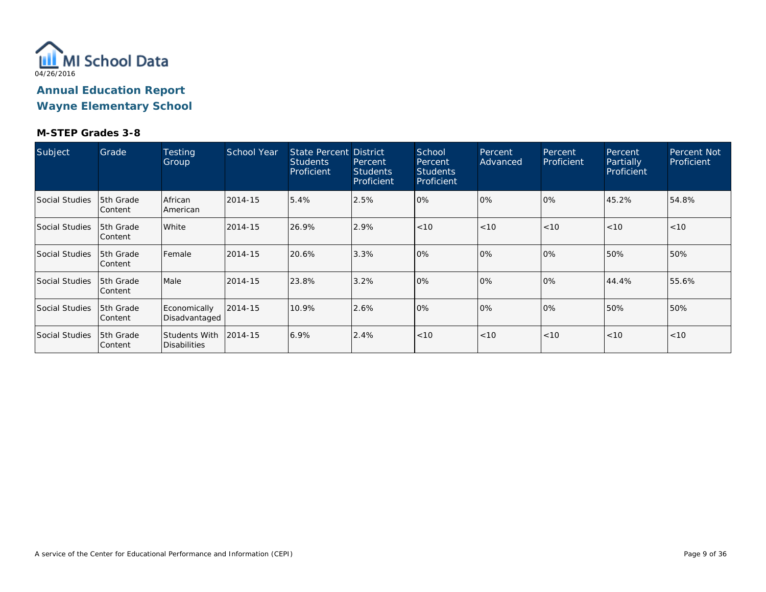MI School Data

04/26/2016

# Annual Education Report
## Wayne Elementary School

### M-STEP Grades 3-8

| Subject | Grade | Testing Group | School Year | State Percent Students Proficient | District Percent Students Proficient | School Percent Students Proficient | Percent Advanced | Percent Proficient | Percent Partially Proficient | Percent Not Proficient |
|---|---|---|---|---|---|---|---|---|---|---|
| Social Studies | 5th Grade Content | African American | 2014-15 | 5.4% | 2.5% | 0% | 0% | 0% | 45.2% | 54.8% |
| Social Studies | 5th Grade Content | White | 2014-15 | 26.9% | 2.9% | <10 | <10 | <10 | <10 | <10 |
| Social Studies | 5th Grade Content | Female | 2014-15 | 20.6% | 3.3% | 0% | 0% | 0% | 50% | 50% |
| Social Studies | 5th Grade Content | Male | 2014-15 | 23.8% | 3.2% | 0% | 0% | 0% | 44.4% | 55.6% |
| Social Studies | 5th Grade Content | Economically Disadvantaged | 2014-15 | 10.9% | 2.6% | 0% | 0% | 0% | 50% | 50% |
| Social Studies | 5th Grade Content | Students With Disabilities | 2014-15 | 6.9% | 2.4% | <10 | <10 | <10 | <10 | <10 |

A service of the Center for Educational Performance and Information (CEPI)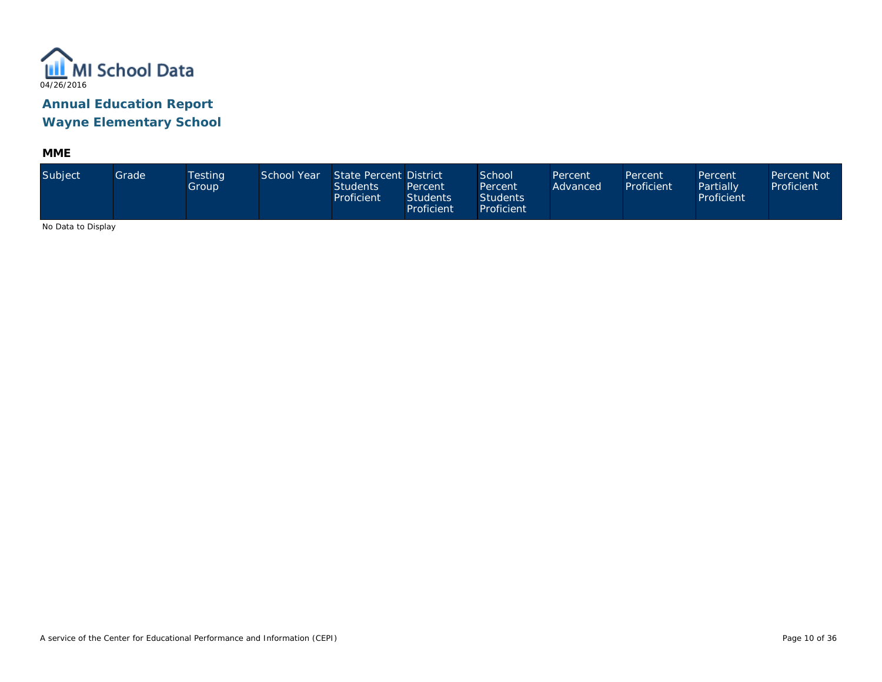# Annual Education Report
## Wayne Elementary School

### MME

| Subject | Grade | Testing Group | School Year | State Percent Students Proficient | District Percent Students Proficient | School Percent Students Proficient | Percent Advanced | Percent Proficient | Percent Partially Proficient | Percent Not Proficient |
|---|---|---|---|---|---|---|---|---|---|---|

No Data to Display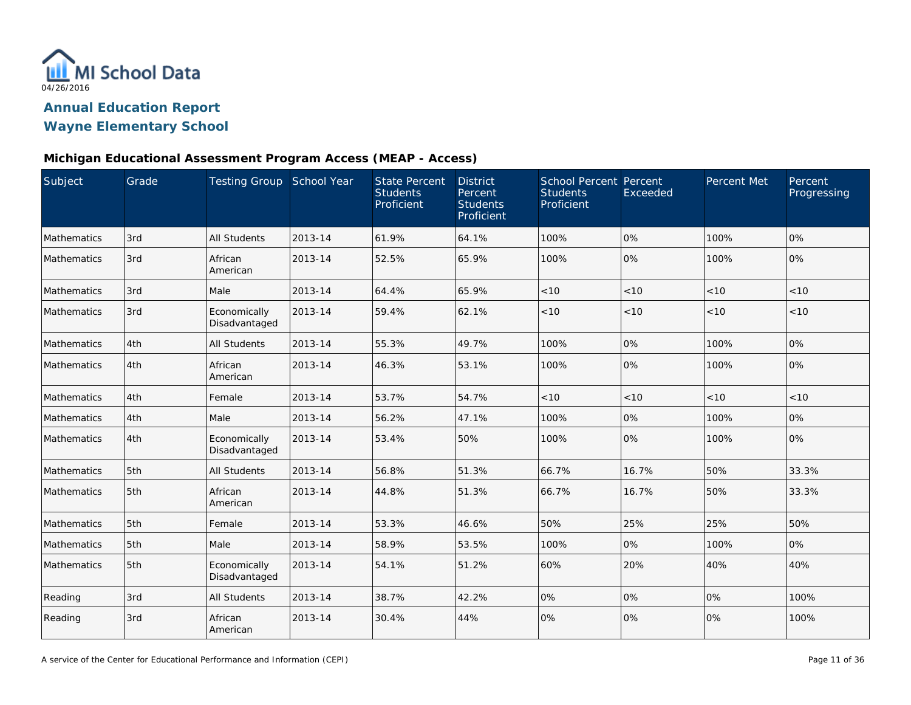MI School Data

04/26/2016

## Annual Education Report

## Wayne Elementary School

### Michigan Educational Assessment Program Access (MEAP - Access)

| Subject | Grade | Testing Group | School Year | State Percent Students Proficient | District Percent Students Proficient | School Percent Students Proficient | Percent Exceeded | Percent Met | Percent Progressing |
|---|---|---|---|---|---|---|---|---|---|
| Mathematics | 3rd | All Students | 2013-14 | 61.9% | 64.1% | 100% | 0% | 100% | 0% |
| Mathematics | 3rd | African American | 2013-14 | 52.5% | 65.9% | 100% | 0% | 100% | 0% |
| Mathematics | 3rd | Male | 2013-14 | 64.4% | 65.9% | <10 | <10 | <10 | <10 |
| Mathematics | 3rd | Economically Disadvantaged | 2013-14 | 59.4% | 62.1% | <10 | <10 | <10 | <10 |
| Mathematics | 4th | All Students | 2013-14 | 55.3% | 49.7% | 100% | 0% | 100% | 0% |
| Mathematics | 4th | African American | 2013-14 | 46.3% | 53.1% | 100% | 0% | 100% | 0% |
| Mathematics | 4th | Female | 2013-14 | 53.7% | 54.7% | <10 | <10 | <10 | <10 |
| Mathematics | 4th | Male | 2013-14 | 56.2% | 47.1% | 100% | 0% | 100% | 0% |
| Mathematics | 4th | Economically Disadvantaged | 2013-14 | 53.4% | 50% | 100% | 0% | 100% | 0% |
| Mathematics | 5th | All Students | 2013-14 | 56.8% | 51.3% | 66.7% | 16.7% | 50% | 33.3% |
| Mathematics | 5th | African American | 2013-14 | 44.8% | 51.3% | 66.7% | 16.7% | 50% | 33.3% |
| Mathematics | 5th | Female | 2013-14 | 53.3% | 46.6% | 50% | 25% | 25% | 50% |
| Mathematics | 5th | Male | 2013-14 | 58.9% | 53.5% | 100% | 0% | 100% | 0% |
| Mathematics | 5th | Economically Disadvantaged | 2013-14 | 54.1% | 51.2% | 60% | 20% | 40% | 40% |
| Reading | 3rd | All Students | 2013-14 | 38.7% | 42.2% | 0% | 0% | 0% | 100% |
| Reading | 3rd | African American | 2013-14 | 30.4% | 44% | 0% | 0% | 0% | 100% |

A service of the Center for Educational Performance and Information (CEPI)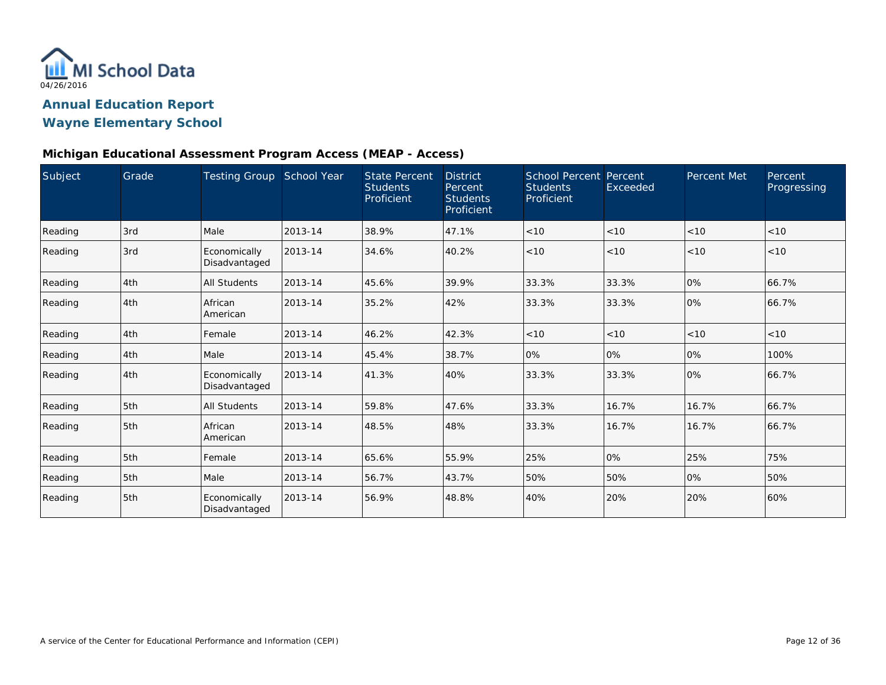MI School Data

04/26/2016

# Annual Education Report

# Wayne Elementary School

### Michigan Educational Assessment Program Access (MEAP - Access)

| Subject | Grade | Testing Group | School Year | State Percent Students Proficient | District Percent Students Proficient | School Percent Students Proficient | Percent Exceeded | Percent Met | Percent Progressing |
|---|---|---|---|---|---|---|---|---|---|
| Reading | 3rd | Male | 2013-14 | 38.9% | 47.1% | <10 | <10 | <10 | <10 |
| Reading | 3rd | Economically Disadvantaged | 2013-14 | 34.6% | 40.2% | <10 | <10 | <10 | <10 |
| Reading | 4th | All Students | 2013-14 | 45.6% | 39.9% | 33.3% | 33.3% | 0% | 66.7% |
| Reading | 4th | African American | 2013-14 | 35.2% | 42% | 33.3% | 33.3% | 0% | 66.7% |
| Reading | 4th | Female | 2013-14 | 46.2% | 42.3% | <10 | <10 | <10 | <10 |
| Reading | 4th | Male | 2013-14 | 45.4% | 38.7% | 0% | 0% | 0% | 100% |
| Reading | 4th | Economically Disadvantaged | 2013-14 | 41.3% | 40% | 33.3% | 33.3% | 0% | 66.7% |
| Reading | 5th | All Students | 2013-14 | 59.8% | 47.6% | 33.3% | 16.7% | 16.7% | 66.7% |
| Reading | 5th | African American | 2013-14 | 48.5% | 48% | 33.3% | 16.7% | 16.7% | 66.7% |
| Reading | 5th | Female | 2013-14 | 65.6% | 55.9% | 25% | 0% | 25% | 75% |
| Reading | 5th | Male | 2013-14 | 56.7% | 43.7% | 50% | 50% | 0% | 50% |
| Reading | 5th | Economically Disadvantaged | 2013-14 | 56.9% | 48.8% | 40% | 20% | 20% | 60% |

A service of the Center for Educational Performance and Information (CEPI)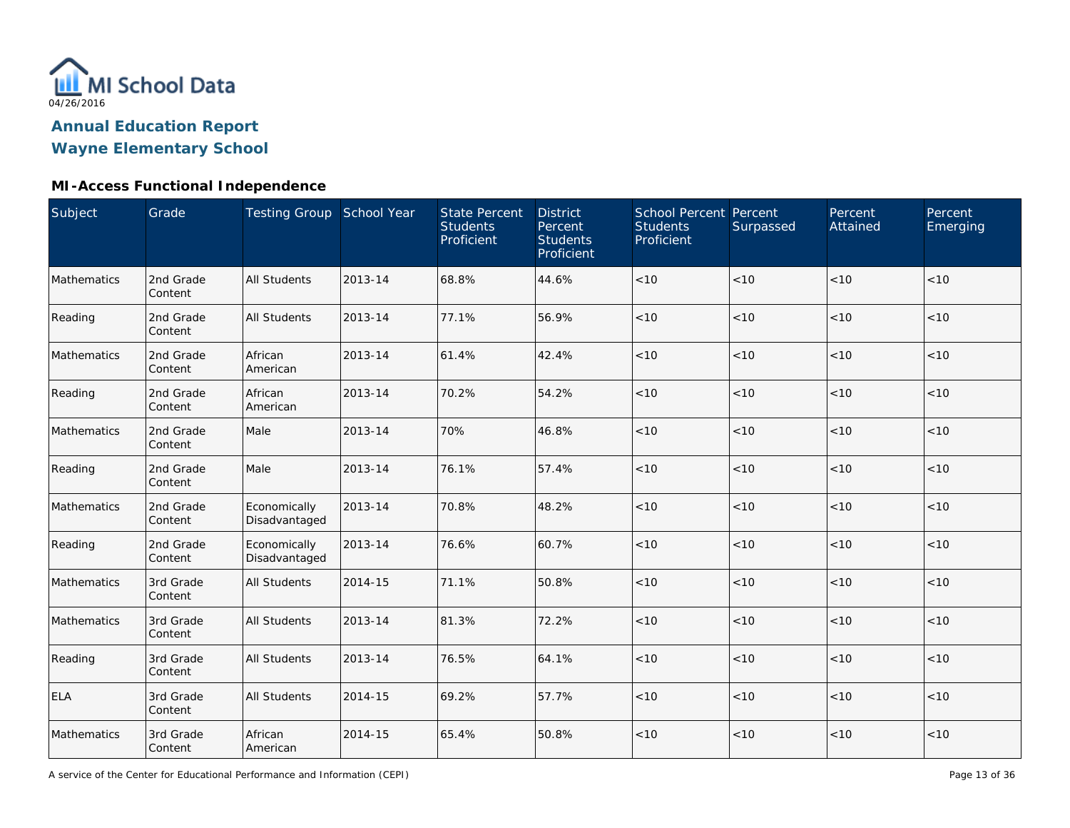# Annual Education Report

## Wayne Elementary School

### MI-Access Functional Independence

| Subject | Grade | Testing Group | School Year | State Percent Students Proficient | District Percent Students Proficient | School Percent Students Proficient | Percent Surpassed | Percent Attained | Percent Emerging |
|---|---|---|---|---|---|---|---|---|---|
| Mathematics | 2nd Grade Content | All Students | 2013-14 | 68.8% | 44.6% | <10 | <10 | <10 | <10 |
| Reading | 2nd Grade Content | All Students | 2013-14 | 77.1% | 56.9% | <10 | <10 | <10 | <10 |
| Mathematics | 2nd Grade Content | African American | 2013-14 | 61.4% | 42.4% | <10 | <10 | <10 | <10 |
| Reading | 2nd Grade Content | African American | 2013-14 | 70.2% | 54.2% | <10 | <10 | <10 | <10 |
| Mathematics | 2nd Grade Content | Male | 2013-14 | 70% | 46.8% | <10 | <10 | <10 | <10 |
| Reading | 2nd Grade Content | Male | 2013-14 | 76.1% | 57.4% | <10 | <10 | <10 | <10 |
| Mathematics | 2nd Grade Content | Economically Disadvantaged | 2013-14 | 70.8% | 48.2% | <10 | <10 | <10 | <10 |
| Reading | 2nd Grade Content | Economically Disadvantaged | 2013-14 | 76.6% | 60.7% | <10 | <10 | <10 | <10 |
| Mathematics | 3rd Grade Content | All Students | 2014-15 | 71.1% | 50.8% | <10 | <10 | <10 | <10 |
| Mathematics | 3rd Grade Content | All Students | 2013-14 | 81.3% | 72.2% | <10 | <10 | <10 | <10 |
| Reading | 3rd Grade Content | All Students | 2013-14 | 76.5% | 64.1% | <10 | <10 | <10 | <10 |
| ELA | 3rd Grade Content | All Students | 2014-15 | 69.2% | 57.7% | <10 | <10 | <10 | <10 |
| Mathematics | 3rd Grade Content | African American | 2014-15 | 65.4% | 50.8% | <10 | <10 | <10 | <10 |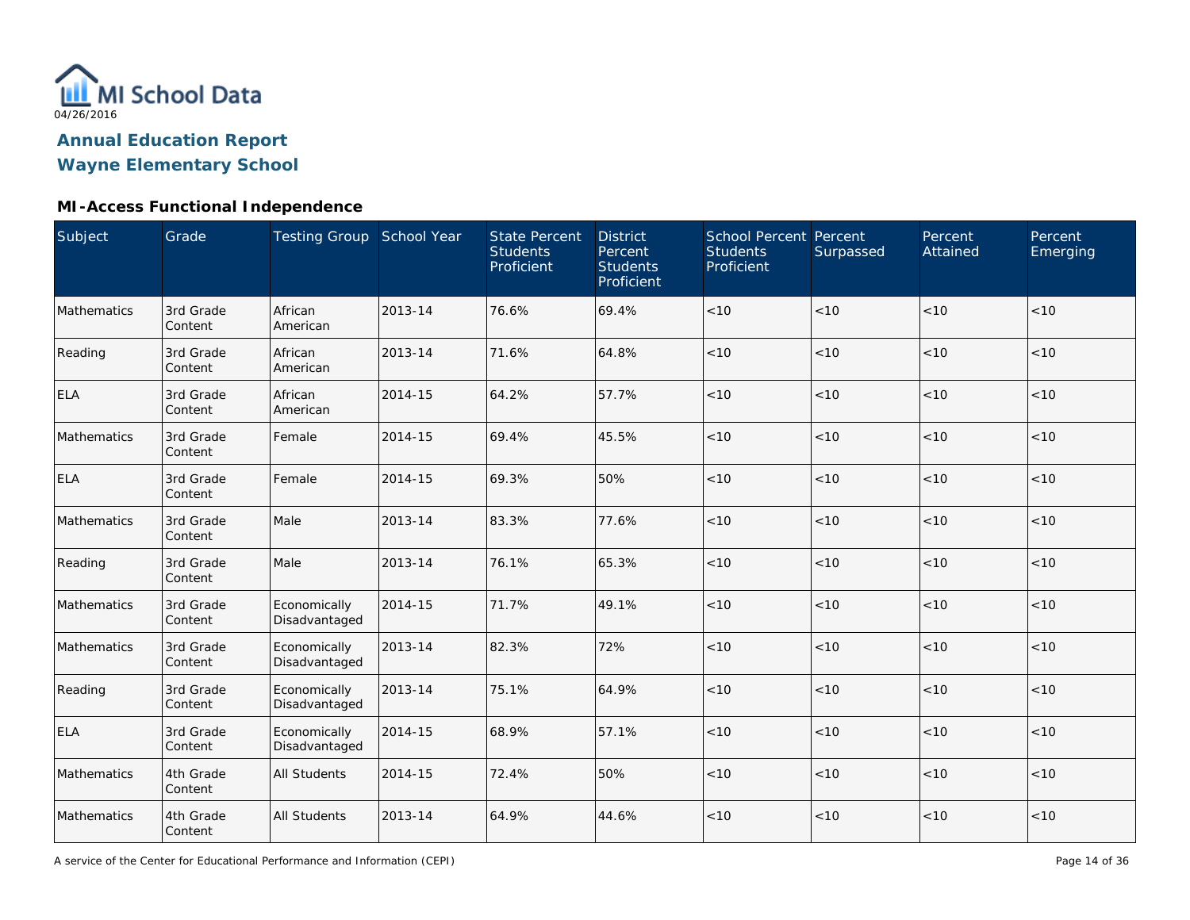MI School Data
04/26/2016

## Annual Education Report
## Wayne Elementary School

### MI-Access Functional Independence

| Subject | Grade | Testing Group | School Year | State Percent Students Proficient | District Percent Students Proficient | School Percent Students Proficient | Percent Surpassed | Percent Attained | Percent Emerging |
|---|---|---|---|---|---|---|---|---|---|
| Mathematics | 3rd Grade Content | African American | 2013-14 | 76.6% | 69.4% | <10 | <10 | <10 | <10 |
| Reading | 3rd Grade Content | African American | 2013-14 | 71.6% | 64.8% | <10 | <10 | <10 | <10 |
| ELA | 3rd Grade Content | African American | 2014-15 | 64.2% | 57.7% | <10 | <10 | <10 | <10 |
| Mathematics | 3rd Grade Content | Female | 2014-15 | 69.4% | 45.5% | <10 | <10 | <10 | <10 |
| ELA | 3rd Grade Content | Female | 2014-15 | 69.3% | 50% | <10 | <10 | <10 | <10 |
| Mathematics | 3rd Grade Content | Male | 2013-14 | 83.3% | 77.6% | <10 | <10 | <10 | <10 |
| Reading | 3rd Grade Content | Male | 2013-14 | 76.1% | 65.3% | <10 | <10 | <10 | <10 |
| Mathematics | 3rd Grade Content | Economically Disadvantaged | 2014-15 | 71.7% | 49.1% | <10 | <10 | <10 | <10 |
| Mathematics | 3rd Grade Content | Economically Disadvantaged | 2013-14 | 82.3% | 72% | <10 | <10 | <10 | <10 |
| Reading | 3rd Grade Content | Economically Disadvantaged | 2013-14 | 75.1% | 64.9% | <10 | <10 | <10 | <10 |
| ELA | 3rd Grade Content | Economically Disadvantaged | 2014-15 | 68.9% | 57.1% | <10 | <10 | <10 | <10 |
| Mathematics | 4th Grade Content | All Students | 2014-15 | 72.4% | 50% | <10 | <10 | <10 | <10 |
| Mathematics | 4th Grade Content | All Students | 2013-14 | 64.9% | 44.6% | <10 | <10 | <10 | <10 |

A service of the Center for Educational Performance and Information (CEPI)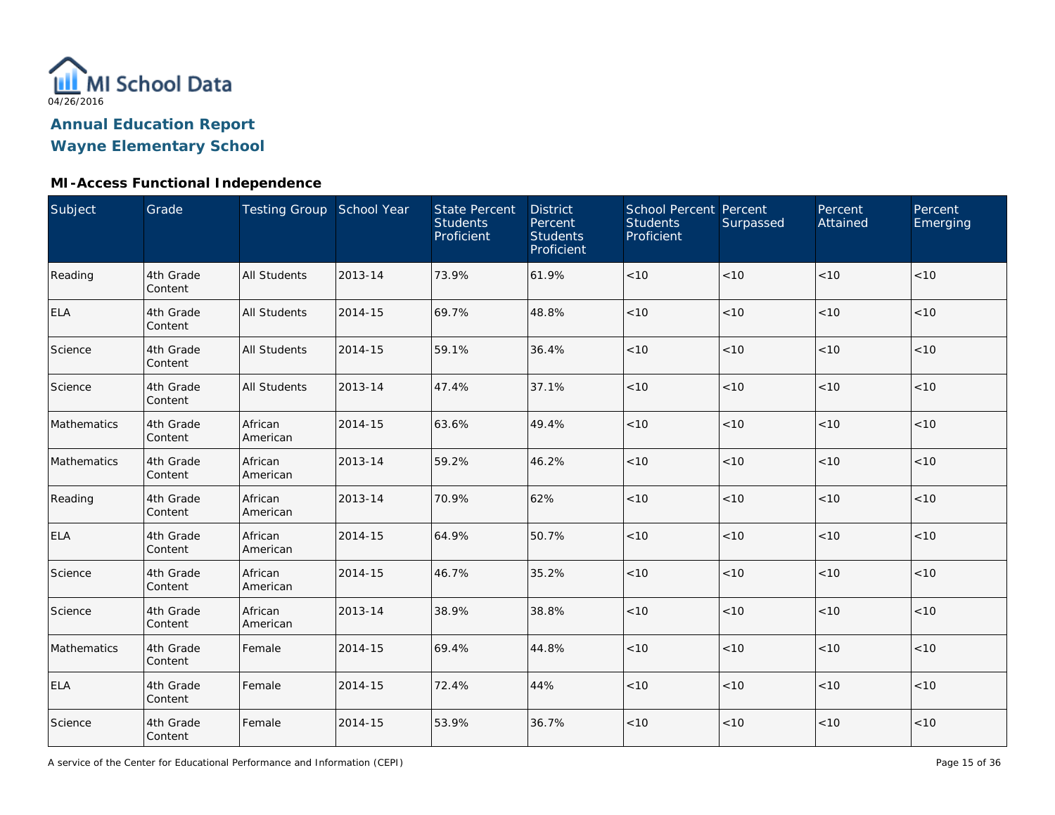MI School Data

04/26/2016

## Annual Education Report
## Wayne Elementary School

### MI-Access Functional Independence

| Subject | Grade | Testing Group | School Year | State Percent Students Proficient | District Percent Students Proficient | School Percent Students Proficient | Percent Surpassed | Percent Attained | Percent Emerging |
|---|---|---|---|---|---|---|---|---|---|
| Reading | 4th Grade Content | All Students | 2013-14 | 73.9% | 61.9% | <10 | <10 | <10 | <10 |
| ELA | 4th Grade Content | All Students | 2014-15 | 69.7% | 48.8% | <10 | <10 | <10 | <10 |
| Science | 4th Grade Content | All Students | 2014-15 | 59.1% | 36.4% | <10 | <10 | <10 | <10 |
| Science | 4th Grade Content | All Students | 2013-14 | 47.4% | 37.1% | <10 | <10 | <10 | <10 |
| Mathematics | 4th Grade Content | African American | 2014-15 | 63.6% | 49.4% | <10 | <10 | <10 | <10 |
| Mathematics | 4th Grade Content | African American | 2013-14 | 59.2% | 46.2% | <10 | <10 | <10 | <10 |
| Reading | 4th Grade Content | African American | 2013-14 | 70.9% | 62% | <10 | <10 | <10 | <10 |
| ELA | 4th Grade Content | African American | 2014-15 | 64.9% | 50.7% | <10 | <10 | <10 | <10 |
| Science | 4th Grade Content | African American | 2014-15 | 46.7% | 35.2% | <10 | <10 | <10 | <10 |
| Science | 4th Grade Content | African American | 2013-14 | 38.9% | 38.8% | <10 | <10 | <10 | <10 |
| Mathematics | 4th Grade Content | Female | 2014-15 | 69.4% | 44.8% | <10 | <10 | <10 | <10 |
| ELA | 4th Grade Content | Female | 2014-15 | 72.4% | 44% | <10 | <10 | <10 | <10 |
| Science | 4th Grade Content | Female | 2014-15 | 53.9% | 36.7% | <10 | <10 | <10 | <10 |

A service of the Center for Educational Performance and Information (CEPI)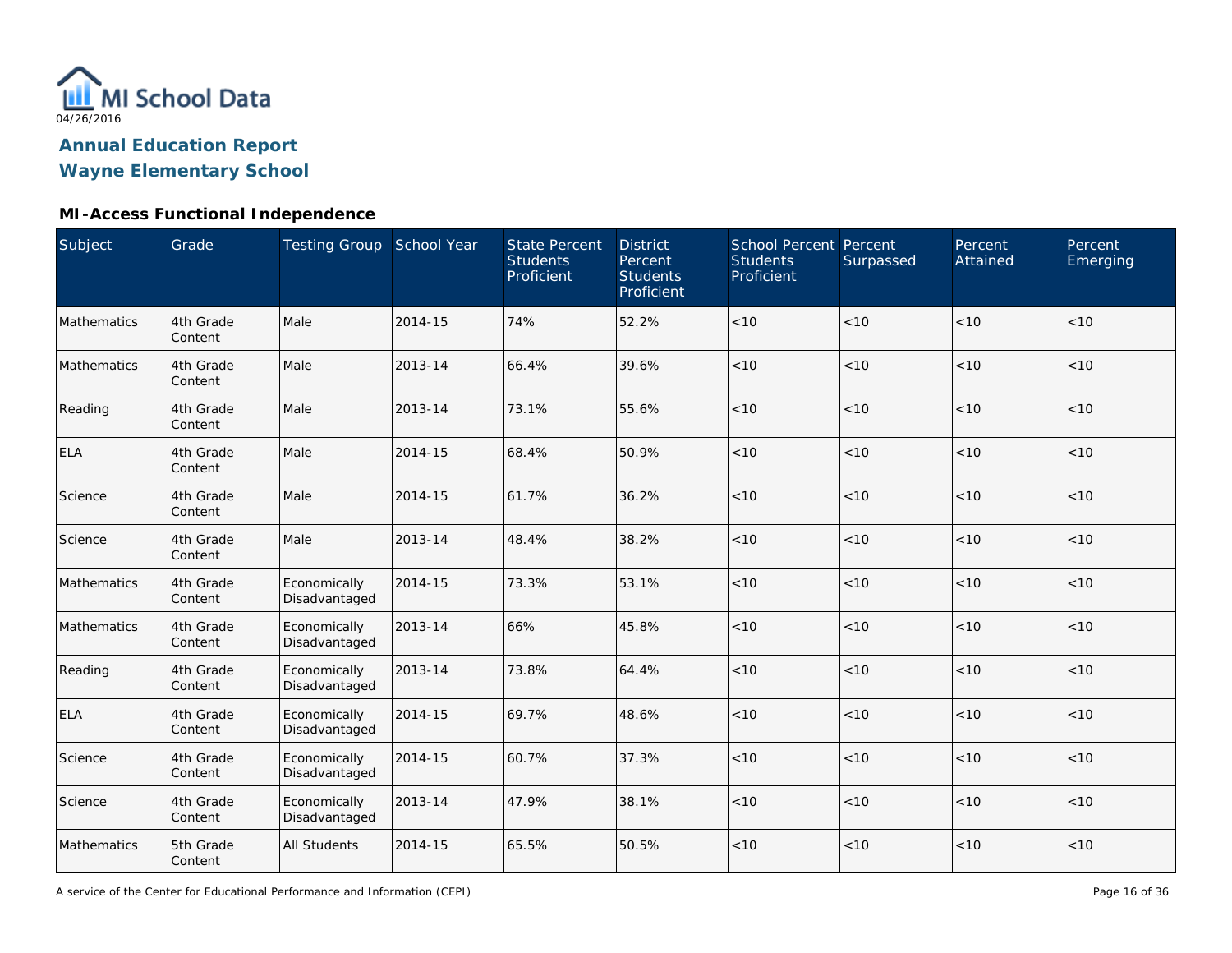MI School Data

04/26/2016

**Annual Education Report**
**Wayne Elementary School**

## MI-Access Functional Independence

| Subject | Grade | Testing Group | School Year | State Percent Students Proficient | District Percent Students Proficient | School Percent Students Proficient | Percent Surpassed | Percent Attained | Percent Emerging |
|---|---|---|---|---|---|---|---|---|---|
| Mathematics | 4th Grade Content | Male | 2014-15 | 74% | 52.2% | <10 | <10 | <10 | <10 |
| Mathematics | 4th Grade Content | Male | 2013-14 | 66.4% | 39.6% | <10 | <10 | <10 | <10 |
| Reading | 4th Grade Content | Male | 2013-14 | 73.1% | 55.6% | <10 | <10 | <10 | <10 |
| ELA | 4th Grade Content | Male | 2014-15 | 68.4% | 50.9% | <10 | <10 | <10 | <10 |
| Science | 4th Grade Content | Male | 2014-15 | 61.7% | 36.2% | <10 | <10 | <10 | <10 |
| Science | 4th Grade Content | Male | 2013-14 | 48.4% | 38.2% | <10 | <10 | <10 | <10 |
| Mathematics | 4th Grade Content | Economically Disadvantaged | 2014-15 | 73.3% | 53.1% | <10 | <10 | <10 | <10 |
| Mathematics | 4th Grade Content | Economically Disadvantaged | 2013-14 | 66% | 45.8% | <10 | <10 | <10 | <10 |
| Reading | 4th Grade Content | Economically Disadvantaged | 2013-14 | 73.8% | 64.4% | <10 | <10 | <10 | <10 |
| ELA | 4th Grade Content | Economically Disadvantaged | 2014-15 | 69.7% | 48.6% | <10 | <10 | <10 | <10 |
| Science | 4th Grade Content | Economically Disadvantaged | 2014-15 | 60.7% | 37.3% | <10 | <10 | <10 | <10 |
| Science | 4th Grade Content | Economically Disadvantaged | 2013-14 | 47.9% | 38.1% | <10 | <10 | <10 | <10 |
| Mathematics | 5th Grade Content | All Students | 2014-15 | 65.5% | 50.5% | <10 | <10 | <10 | <10 |

A service of the Center for Educational Performance and Information (CEPI)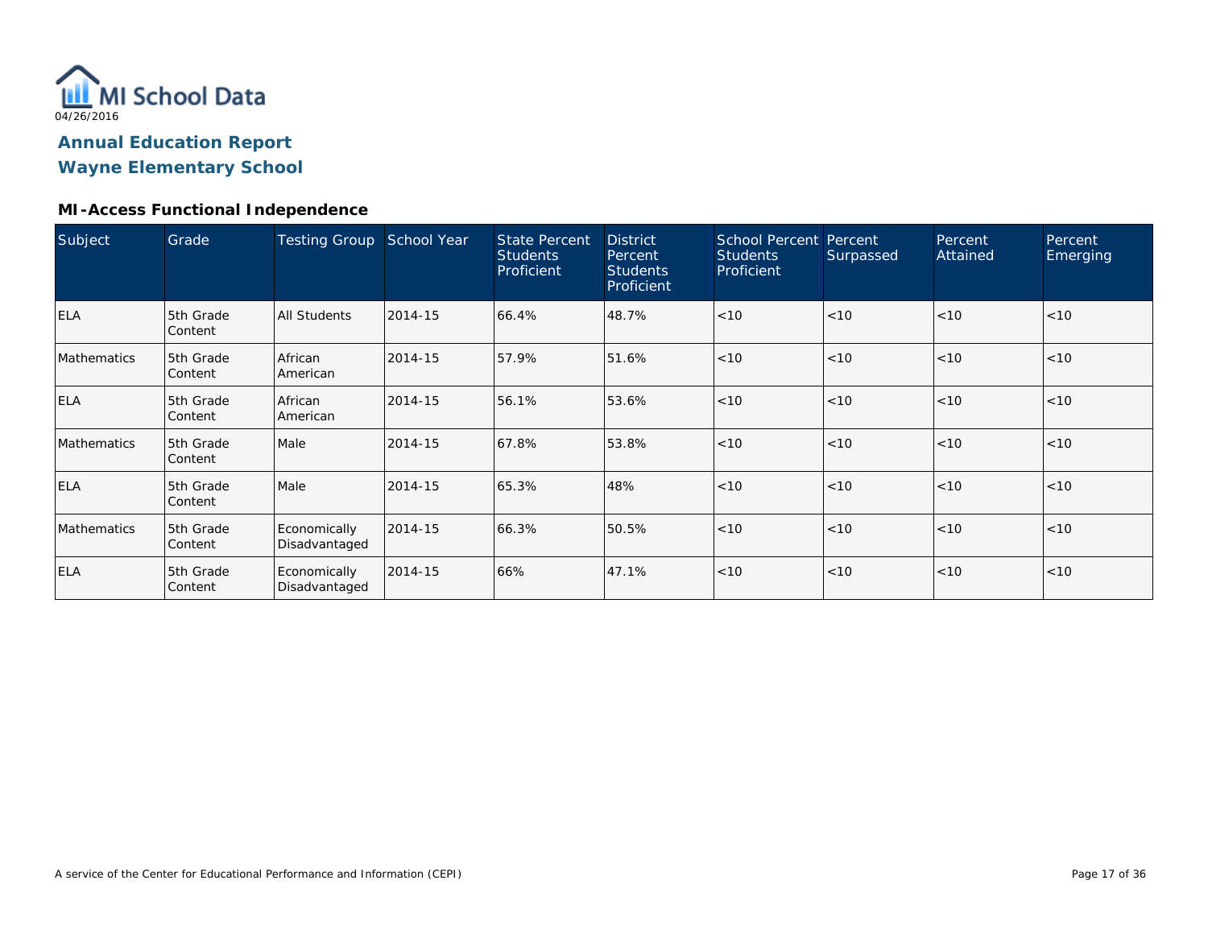MI School Data

04/26/2016

## Annual Education Report

## Wayne Elementary School

### MI-Access Functional Independence

| Subject | Grade | Testing Group | School Year | State Percent Students Proficient | District Percent Students Proficient | School Percent Students Proficient | Percent Surpassed | Percent Attained | Percent Emerging |
|---|---|---|---|---|---|---|---|---|---|
| ELA | 5th Grade Content | All Students | 2014-15 | 66.4% | 48.7% | <10 | <10 | <10 | <10 |
| Mathematics | 5th Grade Content | African American | 2014-15 | 57.9% | 51.6% | <10 | <10 | <10 | <10 |
| ELA | 5th Grade Content | African American | 2014-15 | 56.1% | 53.6% | <10 | <10 | <10 | <10 |
| Mathematics | 5th Grade Content | Male | 2014-15 | 67.8% | 53.8% | <10 | <10 | <10 | <10 |
| ELA | 5th Grade Content | Male | 2014-15 | 65.3% | 48% | <10 | <10 | <10 | <10 |
| Mathematics | 5th Grade Content | Economically Disadvantaged | 2014-15 | 66.3% | 50.5% | <10 | <10 | <10 | <10 |
| ELA | 5th Grade Content | Economically Disadvantaged | 2014-15 | 66% | 47.1% | <10 | <10 | <10 | <10 |

A service of the Center for Educational Performance and Information (CEPI)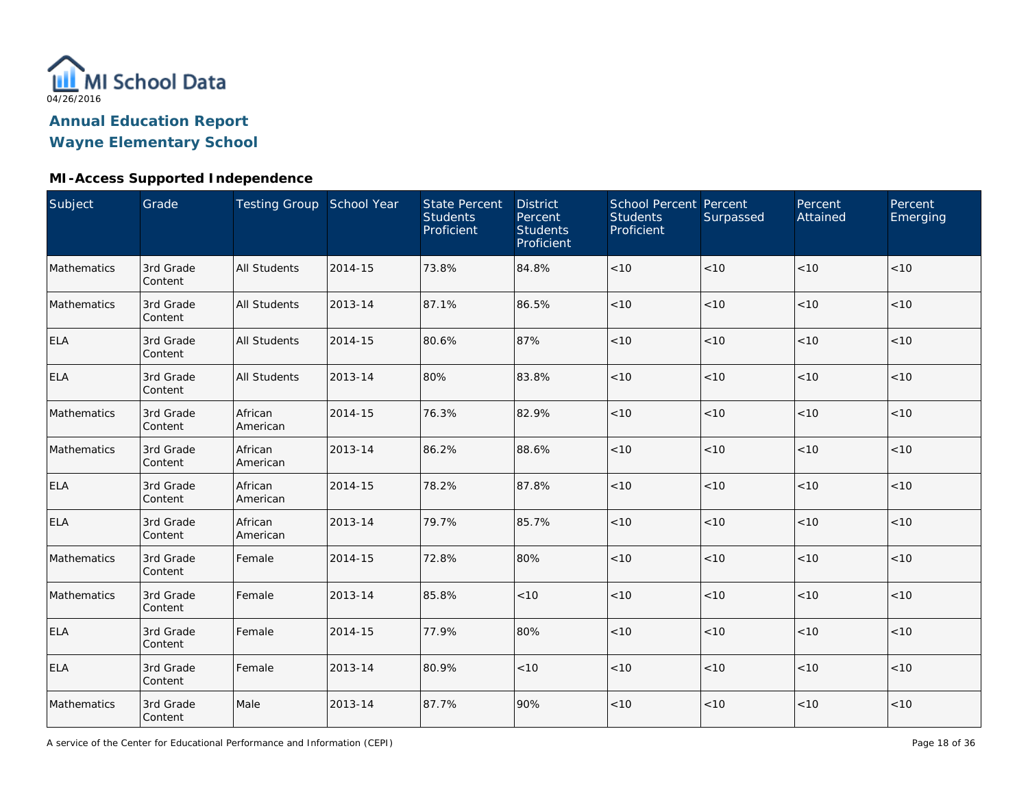MI School Data

04/26/2016

## Annual Education Report
## Wayne Elementary School

### MI-Access Supported Independence

| Subject | Grade | Testing Group | School Year | State Percent Students Proficient | District Percent Students Proficient | School Percent Students Proficient | Percent Surpassed | Percent Attained | Percent Emerging |
|---|---|---|---|---|---|---|---|---|---|
| Mathematics | 3rd Grade Content | All Students | 2014-15 | 73.8% | 84.8% | <10 | <10 | <10 | <10 |
| Mathematics | 3rd Grade Content | All Students | 2013-14 | 87.1% | 86.5% | <10 | <10 | <10 | <10 |
| ELA | 3rd Grade Content | All Students | 2014-15 | 80.6% | 87% | <10 | <10 | <10 | <10 |
| ELA | 3rd Grade Content | All Students | 2013-14 | 80% | 83.8% | <10 | <10 | <10 | <10 |
| Mathematics | 3rd Grade Content | African American | 2014-15 | 76.3% | 82.9% | <10 | <10 | <10 | <10 |
| Mathematics | 3rd Grade Content | African American | 2013-14 | 86.2% | 88.6% | <10 | <10 | <10 | <10 |
| ELA | 3rd Grade Content | African American | 2014-15 | 78.2% | 87.8% | <10 | <10 | <10 | <10 |
| ELA | 3rd Grade Content | African American | 2013-14 | 79.7% | 85.7% | <10 | <10 | <10 | <10 |
| Mathematics | 3rd Grade Content | Female | 2014-15 | 72.8% | 80% | <10 | <10 | <10 | <10 |
| Mathematics | 3rd Grade Content | Female | 2013-14 | 85.8% | <10 | <10 | <10 | <10 | <10 |
| ELA | 3rd Grade Content | Female | 2014-15 | 77.9% | 80% | <10 | <10 | <10 | <10 |
| ELA | 3rd Grade Content | Female | 2013-14 | 80.9% | <10 | <10 | <10 | <10 | <10 |
| Mathematics | 3rd Grade Content | Male | 2013-14 | 87.7% | 90% | <10 | <10 | <10 | <10 |

A service of the Center for Educational Performance and Information (CEPI)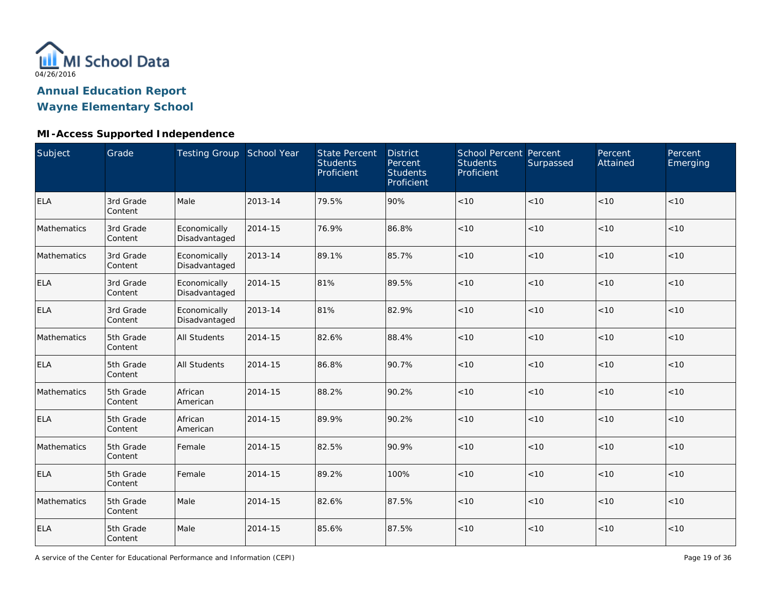MI School Data
04/26/2016

# Annual Education Report
# Wayne Elementary School

## MI-Access Supported Independence

| Subject | Grade | Testing Group | School Year | State Percent Students Proficient | District Percent Students Proficient | School Percent Students Proficient | Percent Surpassed | Percent Attained | Percent Emerging |
|---|---|---|---|---|---|---|---|---|---|
| ELA | 3rd Grade Content | Male | 2013-14 | 79.5% | 90% | <10 | <10 | <10 | <10 |
| Mathematics | 3rd Grade Content | Economically Disadvantaged | 2014-15 | 76.9% | 86.8% | <10 | <10 | <10 | <10 |
| Mathematics | 3rd Grade Content | Economically Disadvantaged | 2013-14 | 89.1% | 85.7% | <10 | <10 | <10 | <10 |
| ELA | 3rd Grade Content | Economically Disadvantaged | 2014-15 | 81% | 89.5% | <10 | <10 | <10 | <10 |
| ELA | 3rd Grade Content | Economically Disadvantaged | 2013-14 | 81% | 82.9% | <10 | <10 | <10 | <10 |
| Mathematics | 5th Grade Content | All Students | 2014-15 | 82.6% | 88.4% | <10 | <10 | <10 | <10 |
| ELA | 5th Grade Content | All Students | 2014-15 | 86.8% | 90.7% | <10 | <10 | <10 | <10 |
| Mathematics | 5th Grade Content | African American | 2014-15 | 88.2% | 90.2% | <10 | <10 | <10 | <10 |
| ELA | 5th Grade Content | African American | 2014-15 | 89.9% | 90.2% | <10 | <10 | <10 | <10 |
| Mathematics | 5th Grade Content | Female | 2014-15 | 82.5% | 90.9% | <10 | <10 | <10 | <10 |
| ELA | 5th Grade Content | Female | 2014-15 | 89.2% | 100% | <10 | <10 | <10 | <10 |
| Mathematics | 5th Grade Content | Male | 2014-15 | 82.6% | 87.5% | <10 | <10 | <10 | <10 |
| ELA | 5th Grade Content | Male | 2014-15 | 85.6% | 87.5% | <10 | <10 | <10 | <10 |

A service of the Center for Educational Performance and Information (CEPI)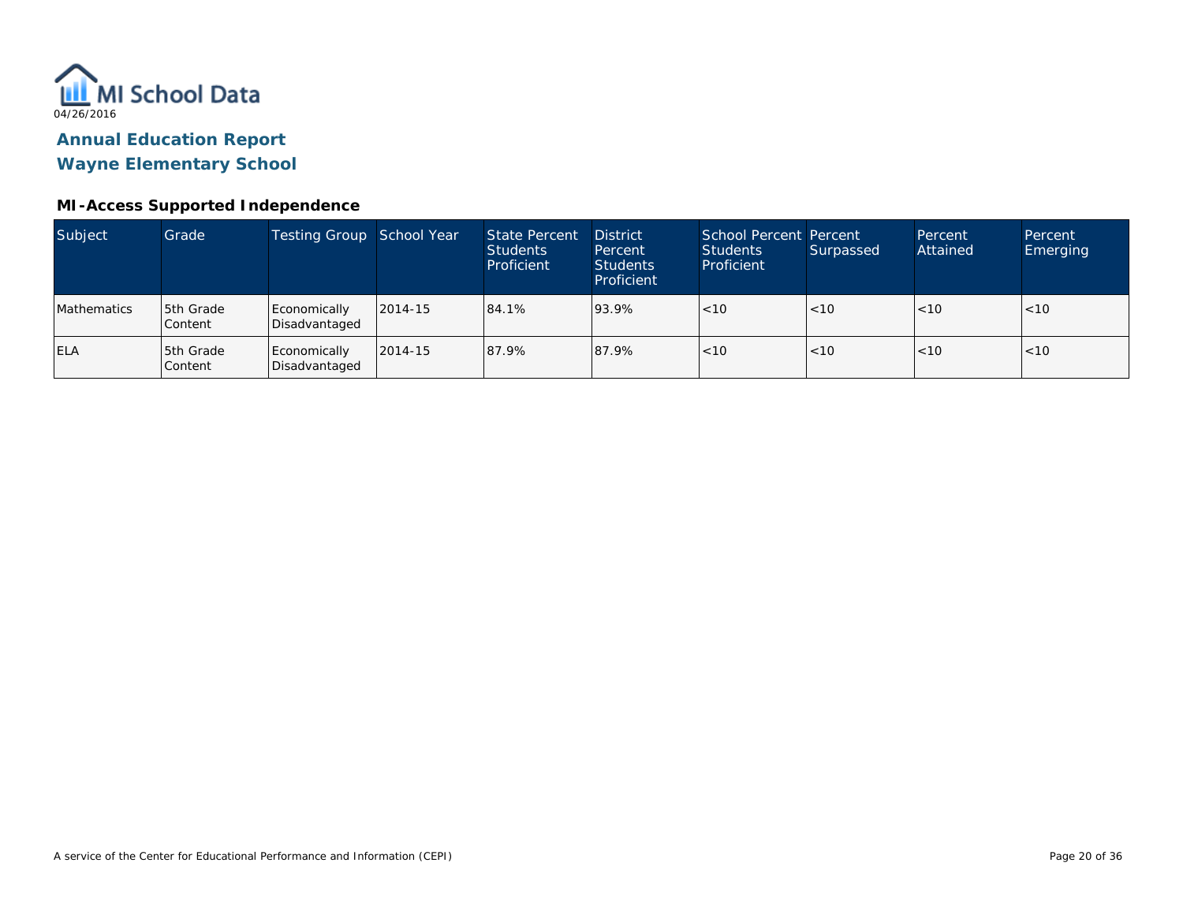MI School Data

04/26/2016

## Annual Education Report
## Wayne Elementary School

### MI-Access Supported Independence

| Subject | Grade | Testing Group | School Year | State Percent Students Proficient | District Percent Students Proficient | School Percent Students Proficient | Percent Surpassed | Percent Attained | Percent Emerging |
|---|---|---|---|---|---|---|---|---|---|
| Mathematics | 5th Grade Content | Economically Disadvantaged | 2014-15 | 84.1% | 93.9% | <10 | <10 | <10 | <10 |
| ELA | 5th Grade Content | Economically Disadvantaged | 2014-15 | 87.9% | 87.9% | <10 | <10 | <10 | <10 |

A service of the Center for Educational Performance and Information (CEPI)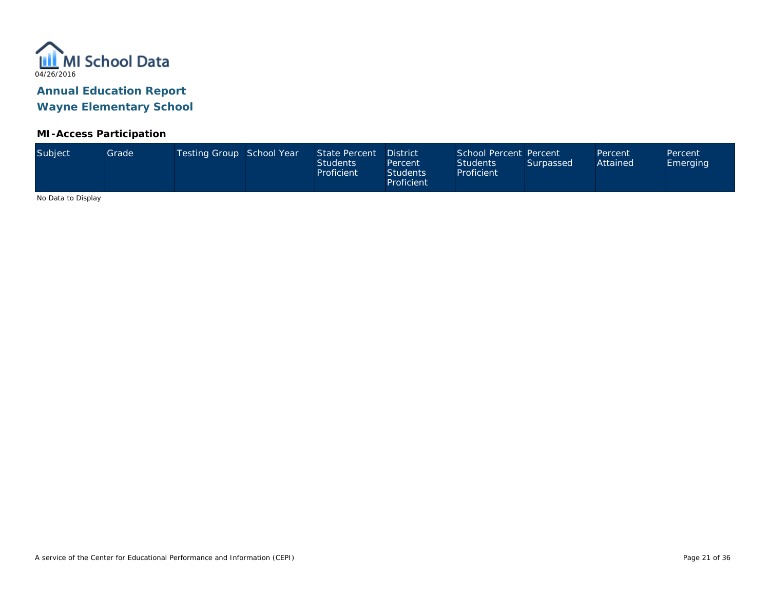MI School Data
04/26/2016

# Annual Education Report
# Wayne Elementary School

## MI-Access Participation

| Subject | Grade | Testing Group | School Year | State Percent Students Proficient | District Percent Students Proficient | School Percent Students Proficient | Percent Surpassed | Percent Attained | Percent Emerging |
|---|---|---|---|---|---|---|---|---|---|

No Data to Display

A service of the Center for Educational Performance and Information (CEPI)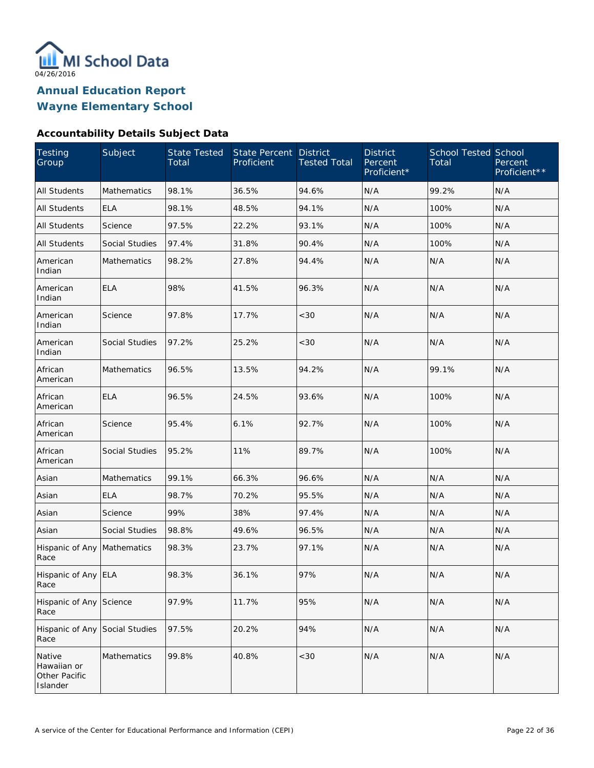MI School Data

04/26/2016

# Annual Education Report
# Wayne Elementary School

### Accountability Details Subject Data

| Testing Group | Subject | State Tested Total | State Percent Proficient | District Tested Total | District Percent Proficient* | School Tested Total | School Percent Proficient** |
|---|---|---|---|---|---|---|---|
| All Students | Mathematics | 98.1% | 36.5% | 94.6% | N/A | 99.2% | N/A |
| All Students | ELA | 98.1% | 48.5% | 94.1% | N/A | 100% | N/A |
| All Students | Science | 97.5% | 22.2% | 93.1% | N/A | 100% | N/A |
| All Students | Social Studies | 97.4% | 31.8% | 90.4% | N/A | 100% | N/A |
| American Indian | Mathematics | 98.2% | 27.8% | 94.4% | N/A | N/A | N/A |
| American Indian | ELA | 98% | 41.5% | 96.3% | N/A | N/A | N/A |
| American Indian | Science | 97.8% | 17.7% | <30 | N/A | N/A | N/A |
| American Indian | Social Studies | 97.2% | 25.2% | <30 | N/A | N/A | N/A |
| African American | Mathematics | 96.5% | 13.5% | 94.2% | N/A | 99.1% | N/A |
| African American | ELA | 96.5% | 24.5% | 93.6% | N/A | 100% | N/A |
| African American | Science | 95.4% | 6.1% | 92.7% | N/A | 100% | N/A |
| African American | Social Studies | 95.2% | 11% | 89.7% | N/A | 100% | N/A |
| Asian | Mathematics | 99.1% | 66.3% | 96.6% | N/A | N/A | N/A |
| Asian | ELA | 98.7% | 70.2% | 95.5% | N/A | N/A | N/A |
| Asian | Science | 99% | 38% | 97.4% | N/A | N/A | N/A |
| Asian | Social Studies | 98.8% | 49.6% | 96.5% | N/A | N/A | N/A |
| Hispanic of Any Race | Mathematics | 98.3% | 23.7% | 97.1% | N/A | N/A | N/A |
| Hispanic of Any Race | ELA | 98.3% | 36.1% | 97% | N/A | N/A | N/A |
| Hispanic of Any Race | Science | 97.9% | 11.7% | 95% | N/A | N/A | N/A |
| Hispanic of Any Race | Social Studies | 97.5% | 20.2% | 94% | N/A | N/A | N/A |
| Native Hawaiian or Other Pacific Islander | Mathematics | 99.8% | 40.8% | <30 | N/A | N/A | N/A |

A service of the Center for Educational Performance and Information (CEPI)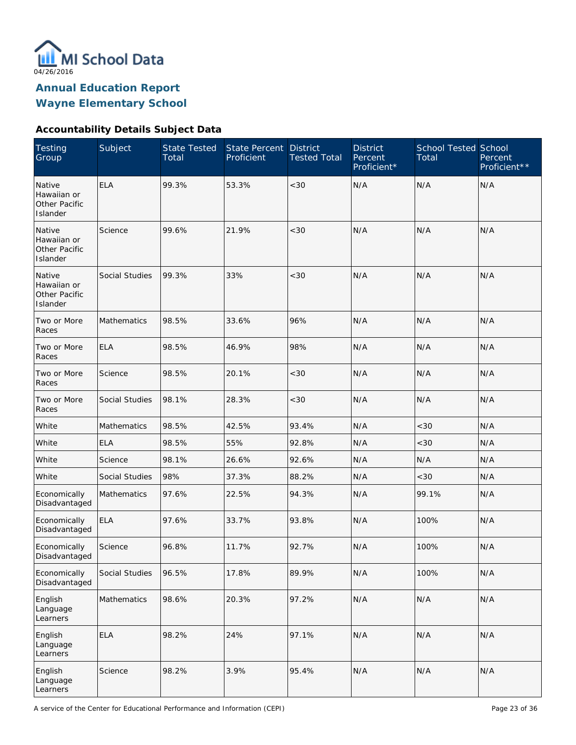MI School Data
04/26/2016

# Annual Education Report
# Wayne Elementary School

### Accountability Details Subject Data

| Testing Group | Subject | State Tested Total | State Percent Proficient | District Tested Total | District Percent Proficient* | School Tested Total | School Percent Proficient** |
|---|---|---|---|---|---|---|---|
| Native Hawaiian or Other Pacific Islander | ELA | 99.3% | 53.3% | <30 | N/A | N/A | N/A |
| Native Hawaiian or Other Pacific Islander | Science | 99.6% | 21.9% | <30 | N/A | N/A | N/A |
| Native Hawaiian or Other Pacific Islander | Social Studies | 99.3% | 33% | <30 | N/A | N/A | N/A |
| Two or More Races | Mathematics | 98.5% | 33.6% | 96% | N/A | N/A | N/A |
| Two or More Races | ELA | 98.5% | 46.9% | 98% | N/A | N/A | N/A |
| Two or More Races | Science | 98.5% | 20.1% | <30 | N/A | N/A | N/A |
| Two or More Races | Social Studies | 98.1% | 28.3% | <30 | N/A | N/A | N/A |
| White | Mathematics | 98.5% | 42.5% | 93.4% | N/A | <30 | N/A |
| White | ELA | 98.5% | 55% | 92.8% | N/A | <30 | N/A |
| White | Science | 98.1% | 26.6% | 92.6% | N/A | N/A | N/A |
| White | Social Studies | 98% | 37.3% | 88.2% | N/A | <30 | N/A |
| Economically Disadvantaged | Mathematics | 97.6% | 22.5% | 94.3% | N/A | 99.1% | N/A |
| Economically Disadvantaged | ELA | 97.6% | 33.7% | 93.8% | N/A | 100% | N/A |
| Economically Disadvantaged | Science | 96.8% | 11.7% | 92.7% | N/A | 100% | N/A |
| Economically Disadvantaged | Social Studies | 96.5% | 17.8% | 89.9% | N/A | 100% | N/A |
| English Language Learners | Mathematics | 98.6% | 20.3% | 97.2% | N/A | N/A | N/A |
| English Language Learners | ELA | 98.2% | 24% | 97.1% | N/A | N/A | N/A |
| English Language Learners | Science | 98.2% | 3.9% | 95.4% | N/A | N/A | N/A |

A service of the Center for Educational Performance and Information (CEPI)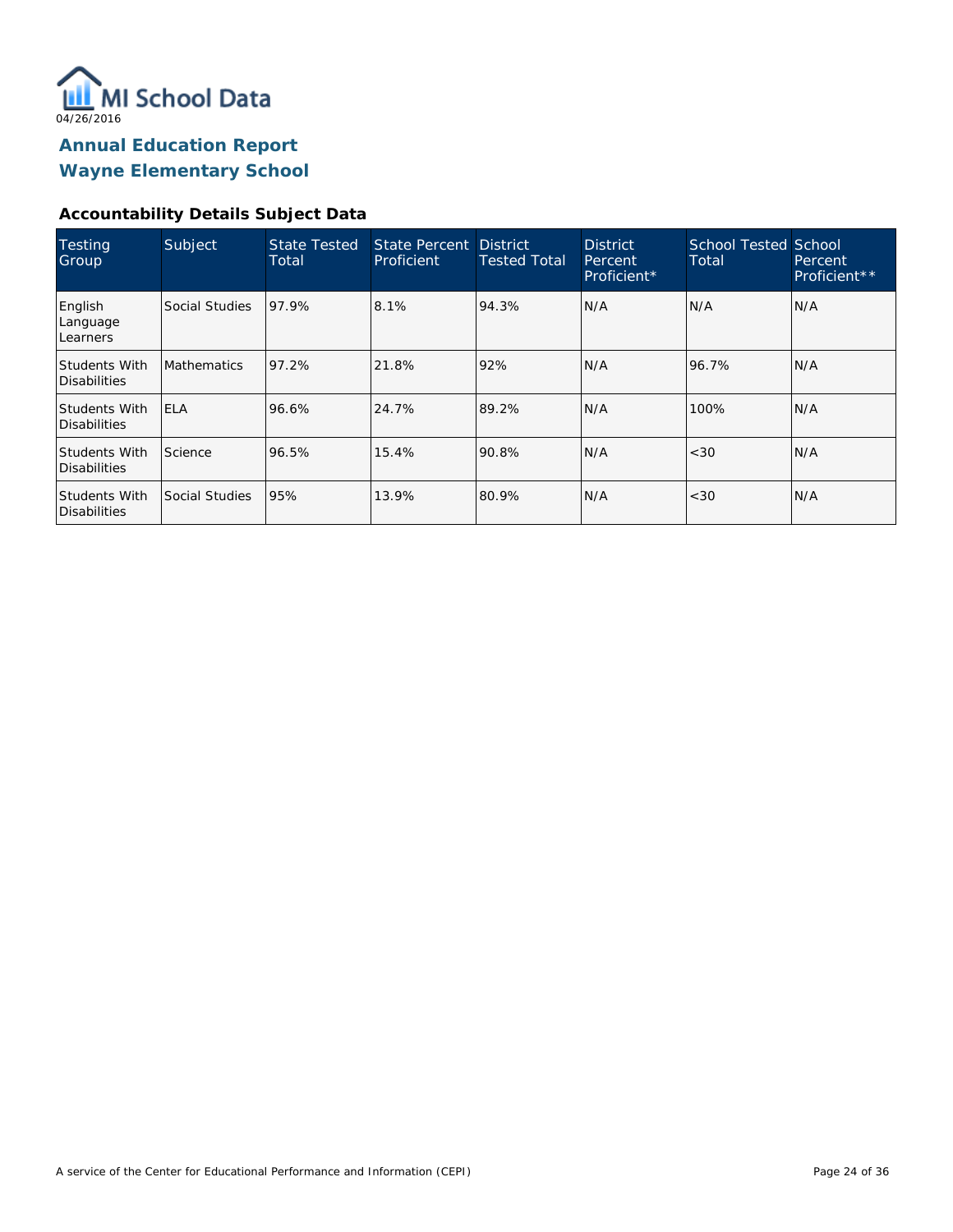MI School Data
04/26/2016

## Annual Education Report
## Wayne Elementary School

### Accountability Details Subject Data

| Testing Group | Subject | State Tested Total | State Percent Proficient | District Tested Total | District Percent Proficient* | School Tested Total | School Percent Proficient** |
|---|---|---|---|---|---|---|---|
| English Language Learners | Social Studies | 97.9% | 8.1% | 94.3% | N/A | N/A | N/A |
| Students With Disabilities | Mathematics | 97.2% | 21.8% | 92% | N/A | 96.7% | N/A |
| Students With Disabilities | ELA | 96.6% | 24.7% | 89.2% | N/A | 100% | N/A |
| Students With Disabilities | Science | 96.5% | 15.4% | 90.8% | N/A | <30 | N/A |
| Students With Disabilities | Social Studies | 95% | 13.9% | 80.9% | N/A | <30 | N/A |

A service of the Center for Educational Performance and Information (CEPI)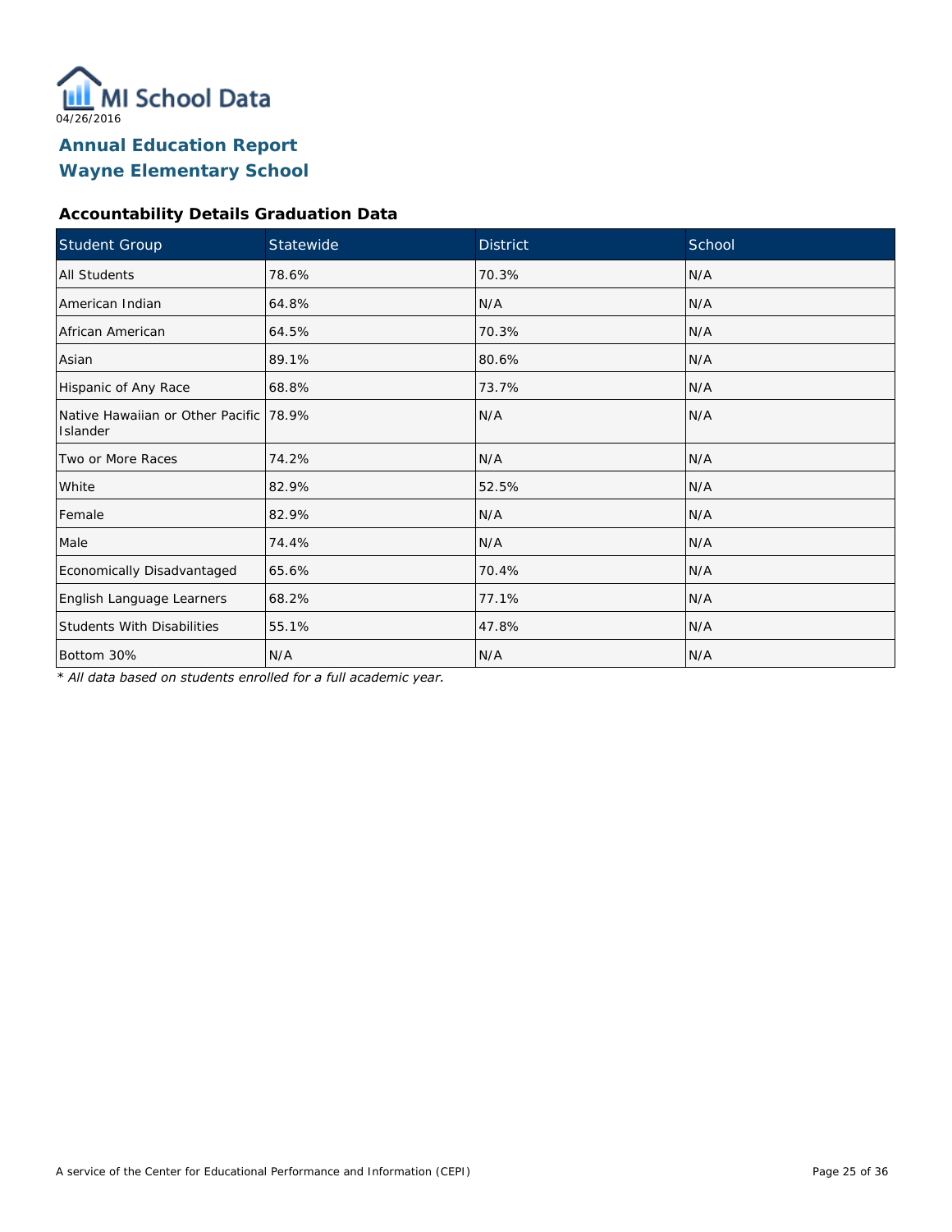MI School Data

04/26/2016

# Annual Education Report
# Wayne Elementary School

### Accountability Details Graduation Data

| Student Group | Statewide | District | School |
|---|---|---|---|
| All Students | 78.6% | 70.3% | N/A |
| American Indian | 64.8% | N/A | N/A |
| African American | 64.5% | 70.3% | N/A |
| Asian | 89.1% | 80.6% | N/A |
| Hispanic of Any Race | 68.8% | 73.7% | N/A |
| Native Hawaiian or Other Pacific Islander | 78.9% | N/A | N/A |
| Two or More Races | 74.2% | N/A | N/A |
| White | 82.9% | 52.5% | N/A |
| Female | 82.9% | N/A | N/A |
| Male | 74.4% | N/A | N/A |
| Economically Disadvantaged | 65.6% | 70.4% | N/A |
| English Language Learners | 68.2% | 77.1% | N/A |
| Students With Disabilities | 55.1% | 47.8% | N/A |
| Bottom 30% | N/A | N/A | N/A |

*\* All data based on students enrolled for a full academic year.*

A service of the Center for Educational Performance and Information (CEPI)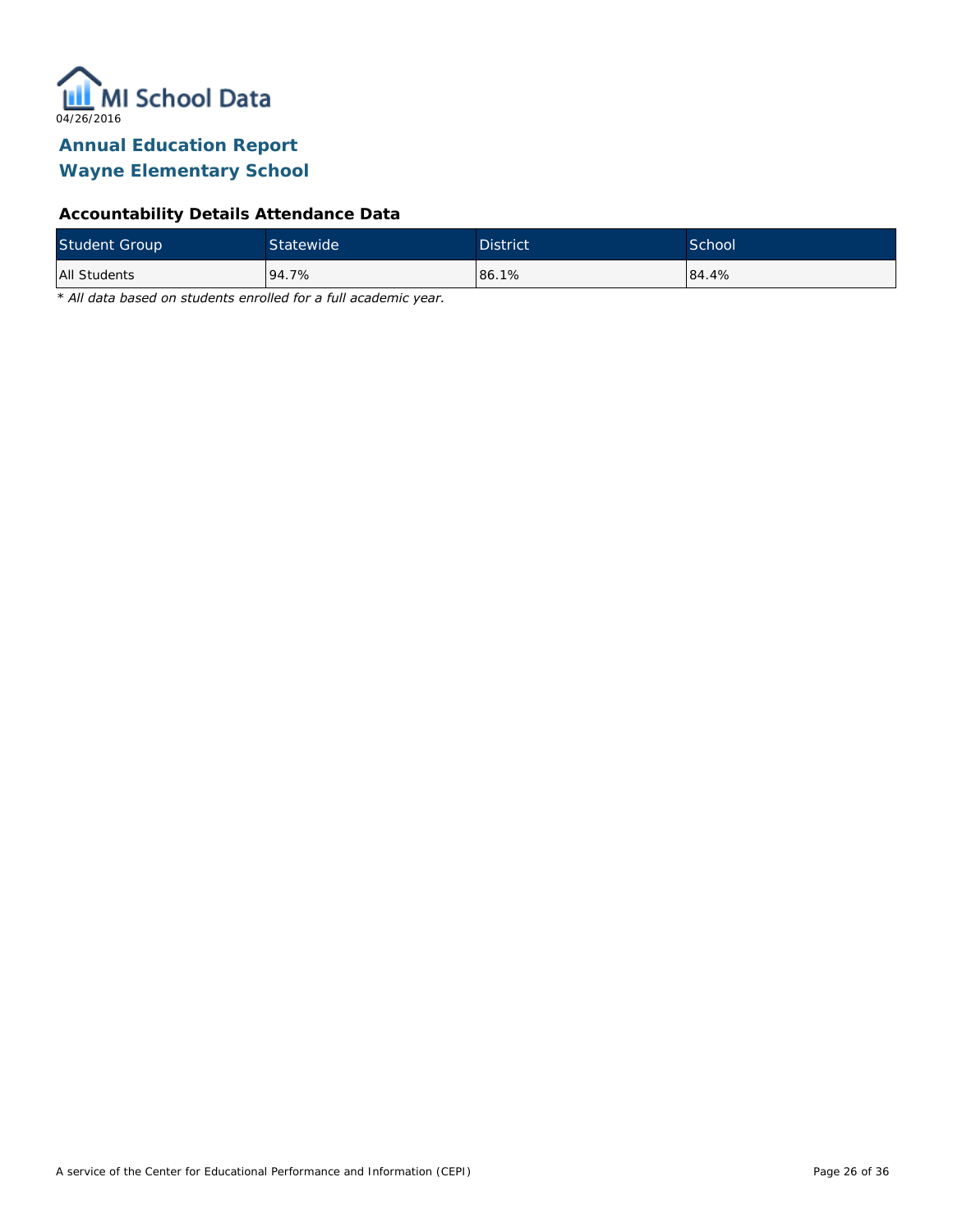04/26/2016

# Annual Education Report
# Wayne Elementary School

### Accountability Details Attendance Data

| Student Group | Statewide | District | School |
|---|---|---|---|
| All Students | 94.7% | 86.1% | 84.4% |

*\* All data based on students enrolled for a full academic year.*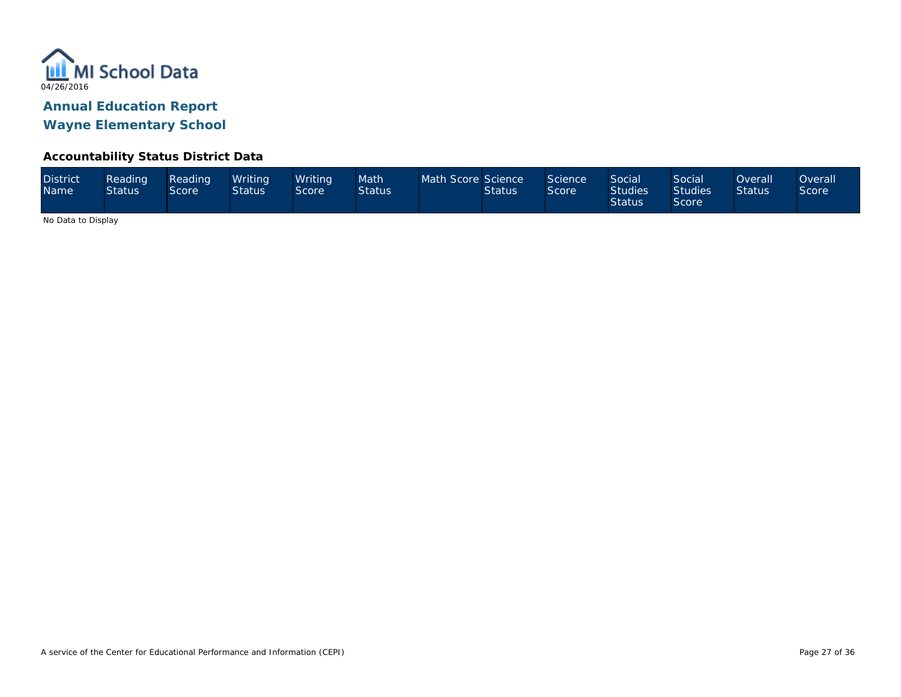MI School Data

04/26/2016

## Annual Education Report
## Wayne Elementary School

### Accountability Status District Data

| District Name | Reading Status | Reading Score | Writing Status | Writing Score | Math Status | Math Score | Science Status | Science Score | Social Studies Status | Social Studies Score | Overall Status | Overall Score |
|---|---|---|---|---|---|---|---|---|---|---|---|---|

No Data to Display

A service of the Center for Educational Performance and Information (CEPI)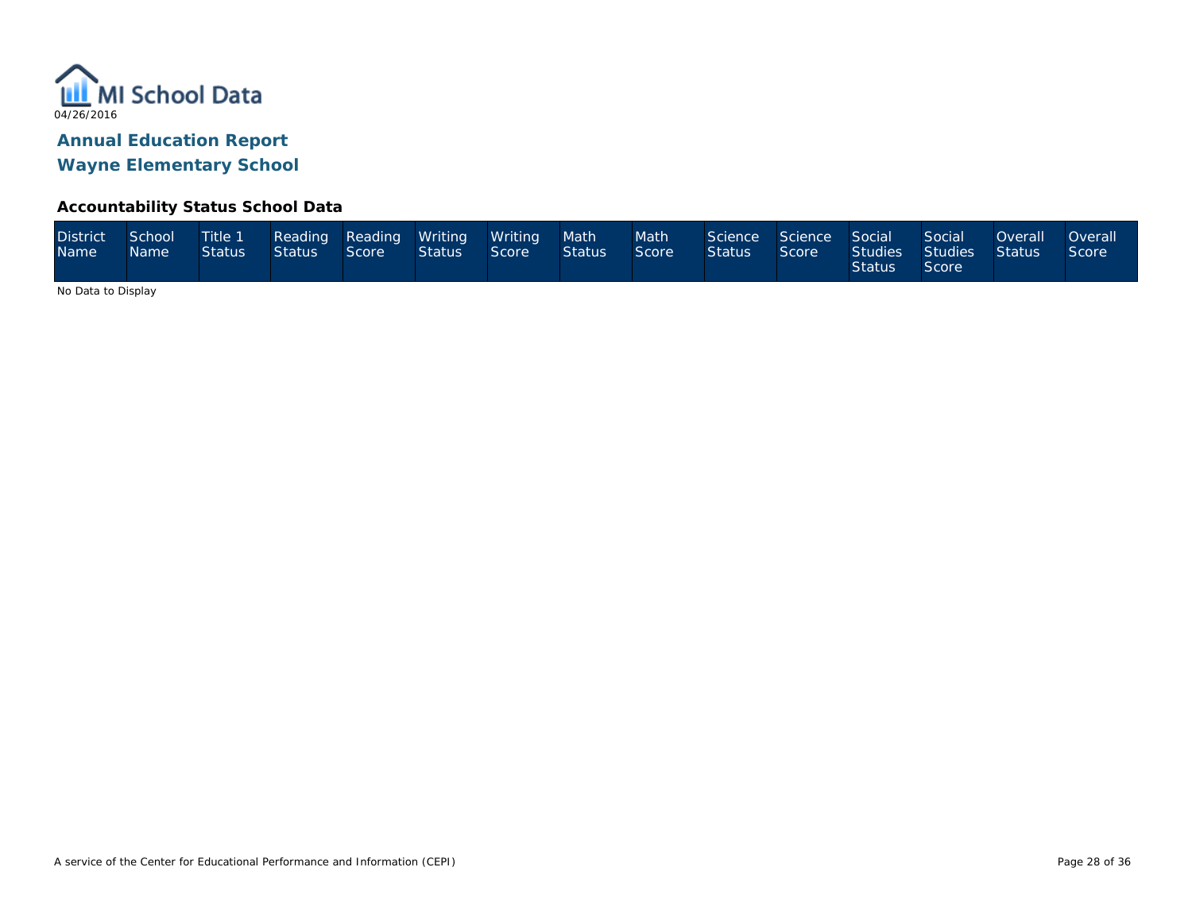MI School Data

04/26/2016

## Annual Education Report

## Wayne Elementary School

### Accountability Status School Data

| District Name | School Name | Title 1 Status | Reading Status | Reading Score | Writing Status | Writing Score | Math Status | Math Score | Science Status | Science Score | Social Studies Status | Social Studies Score | Overall Status | Overall Score |
|---|---|---|---|---|---|---|---|---|---|---|---|---|---|---|

No Data to Display

A service of the Center for Educational Performance and Information (CEPI)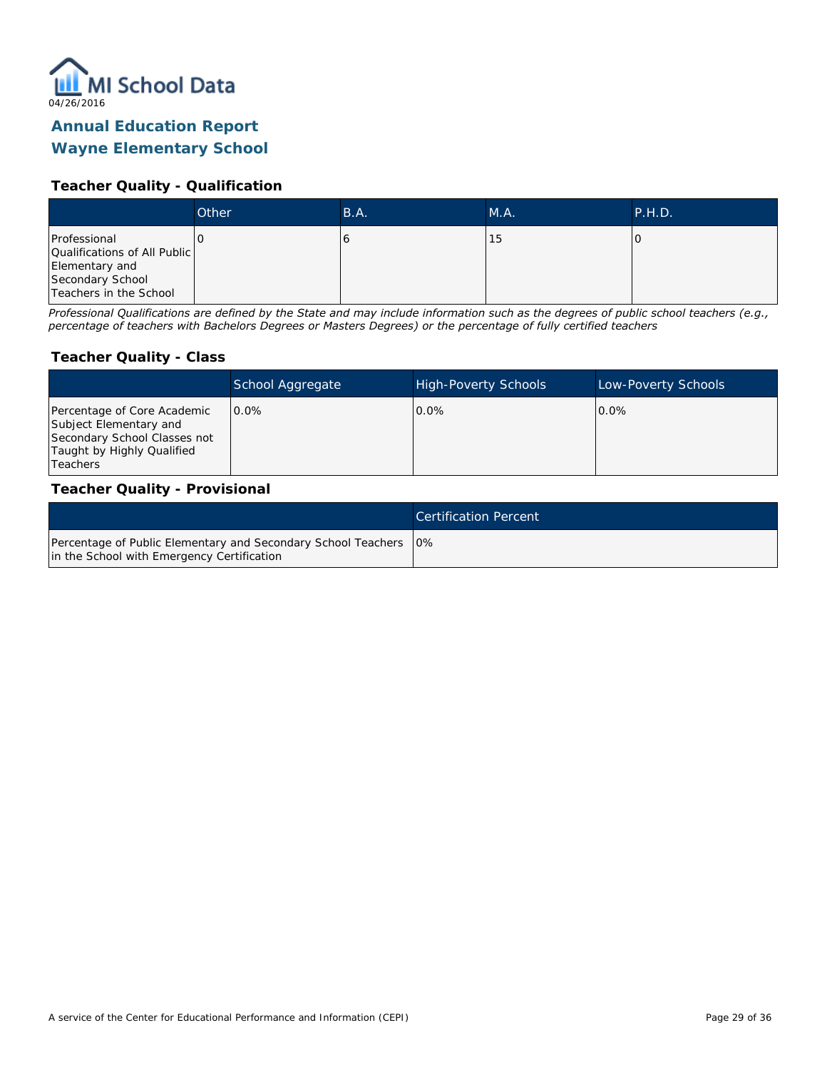04/26/2016

# Annual Education Report
# Wayne Elementary School

### Teacher Quality - Qualification

| | Other | B.A. | M.A. | P.H.D. |
|---|---|---|---|---|
| Professional Qualifications of All Public Elementary and Secondary School Teachers in the School | 0 | 6 | 15 | 0 |

*Professional Qualifications are defined by the State and may include information such as the degrees of public school teachers (e.g., percentage of teachers with Bachelors Degrees or Masters Degrees) or the percentage of fully certified teachers*

### Teacher Quality - Class

| | School Aggregate | High-Poverty Schools | Low-Poverty Schools |
|---|---|---|---|
| Percentage of Core Academic Subject Elementary and Secondary School Classes not Taught by Highly Qualified Teachers | 0.0% | 0.0% | 0.0% |

### Teacher Quality - Provisional

| | Certification Percent |
|---|---|
| Percentage of Public Elementary and Secondary School Teachers in the School with Emergency Certification | 0% |

A service of the Center for Educational Performance and Information (CEPI)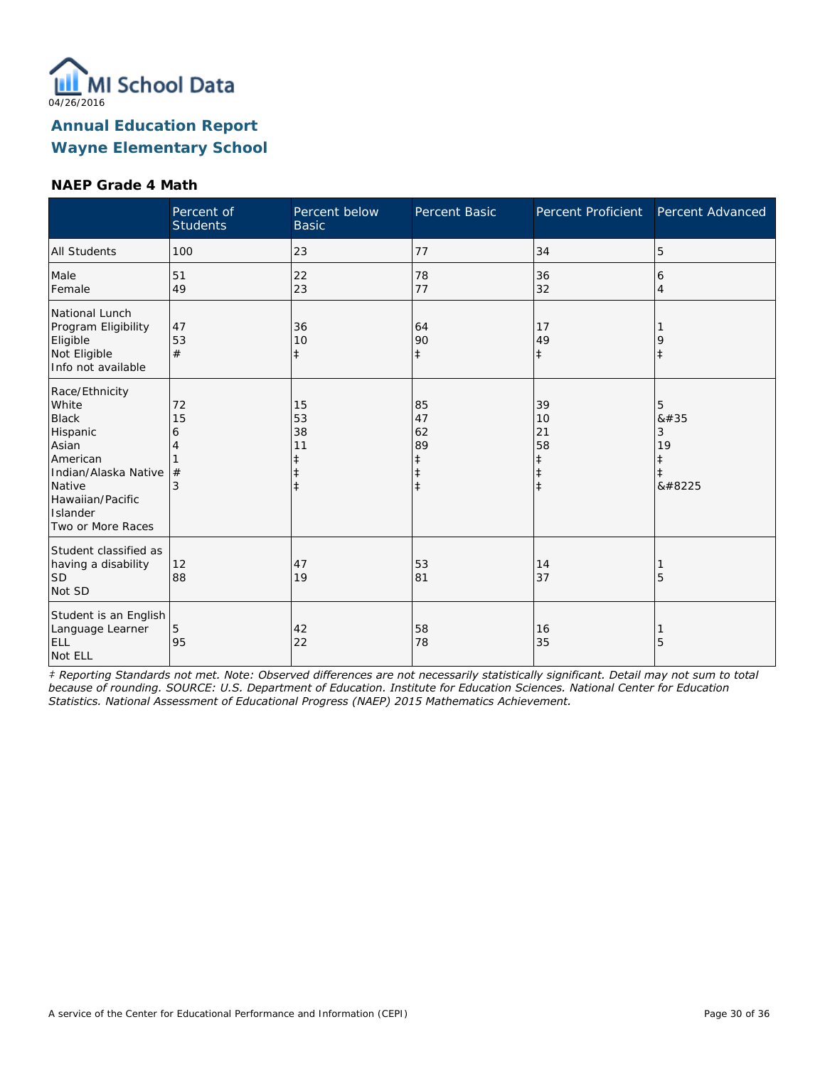04/26/2016

# Annual Education Report
## Wayne Elementary School

### NAEP Grade 4 Math

| | Percent of Students | Percent below Basic | Percent Basic | Percent Proficient | Percent Advanced |
|---|---|---|---|---|---|
| All Students | 100 | 23 | 77 | 34 | 5 |
| Male | 51 | 22 | 78 | 36 | 6 |
| Female | 49 | 23 | 77 | 32 | 4 |
| National Lunch Program Eligibility | | | | | |
| Eligible | 47 | 36 | 64 | 17 | 1 |
| Not Eligible | 53 | 10 | 90 | 49 | 9 |
| Info not available | # | ‡ | ‡ | ‡ | ‡ |
| Race/Ethnicity | | | | | |
| White | 72 | 15 | 85 | 39 | 5 |
| Black | 15 | 53 | 47 | 10 | &#35 |
| Hispanic | 6 | 38 | 62 | 21 | 3 |
| Asian | 4 | 11 | 89 | 58 | 19 |
| American Indian/Alaska Native | 1 | ‡ | ‡ | ‡ | ‡ |
| Native Hawaiian/Pacific Islander | # | ‡ | ‡ | ‡ | ‡ |
| Two or More Races | 3 | ‡ | ‡ | ‡ | &#8225 |
| Student classified as having a disability | | | | | |
| SD | 12 | 47 | 53 | 14 | 1 |
| Not SD | 88 | 19 | 81 | 37 | 5 |
| Student is an English Language Learner | | | | | |
| ELL | 5 | 42 | 58 | 16 | 1 |
| Not ELL | 95 | 22 | 78 | 35 | 5 |

*‡ Reporting Standards not met. Note: Observed differences are not necessarily statistically significant. Detail may not sum to total because of rounding. SOURCE: U.S. Department of Education. Institute for Education Sciences. National Center for Education Statistics. National Assessment of Educational Progress (NAEP) 2015 Mathematics Achievement.*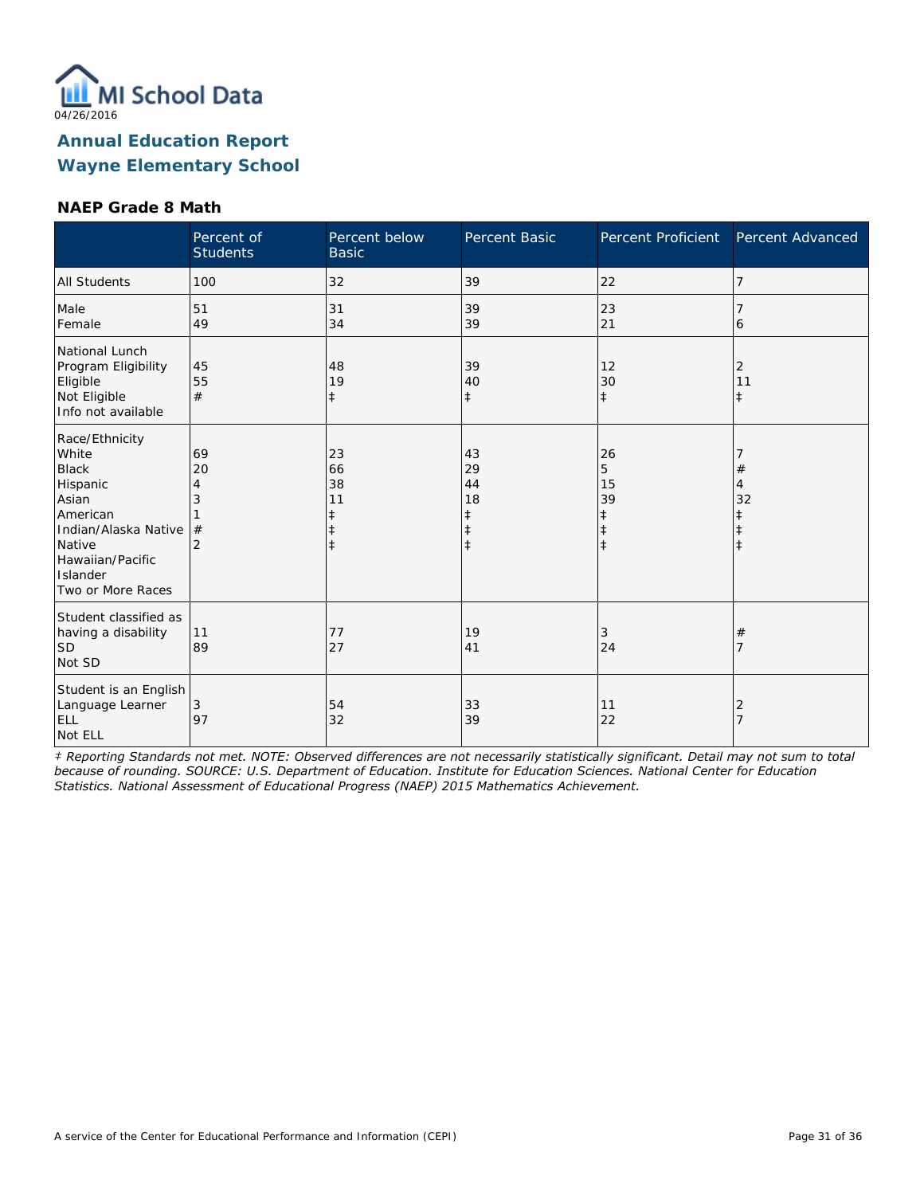MI School Data

04/26/2016

## Annual Education Report
## Wayne Elementary School

### NAEP Grade 8 Math

| | Percent of Students | Percent below Basic | Percent Basic | Percent Proficient | Percent Advanced |
|---|---|---|---|---|---|
| All Students | 100 | 32 | 39 | 22 | 7 |
| Male | 51 | 31 | 39 | 23 | 7 |
| Female | 49 | 34 | 39 | 21 | 6 |
| National Lunch Program Eligibility | | | | | |
| Eligible | 45 | 48 | 39 | 12 | 2 |
| Not Eligible | 55 | 19 | 40 | 30 | 11 |
| Info not available | # | ‡ | ‡ | ‡ | ‡ |
| Race/Ethnicity | | | | | |
| White | 69 | 23 | 43 | 26 | 7 |
| Black | 20 | 66 | 29 | 5 | # |
| Hispanic | 4 | 38 | 44 | 15 | 4 |
| Asian | 3 | 11 | 18 | 39 | 32 |
| American Indian/Alaska Native | 1 | ‡ | ‡ | ‡ | ‡ |
| Native Hawaiian/Pacific Islander | # | ‡ | ‡ | ‡ | ‡ |
| Two or More Races | 2 | ‡ | ‡ | ‡ | ‡ |
| Student classified as having a disability | | | | | |
| SD | 11 | 77 | 19 | 3 | # |
| Not SD | 89 | 27 | 41 | 24 | 7 |
| Student is an English Language Learner | | | | | |
| ELL | 3 | 54 | 33 | 11 | 2 |
| Not ELL | 97 | 32 | 39 | 22 | 7 |

*‡ Reporting Standards not met. NOTE: Observed differences are not necessarily statistically significant. Detail may not sum to total because of rounding. SOURCE: U.S. Department of Education. Institute for Education Sciences. National Center for Education Statistics. National Assessment of Educational Progress (NAEP) 2015 Mathematics Achievement.*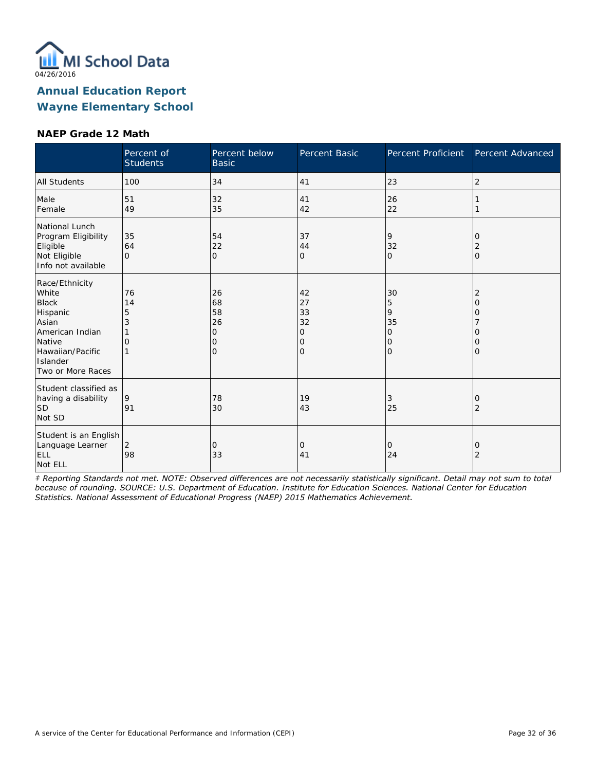04/26/2016

# Annual Education Report
## Wayne Elementary School

### NAEP Grade 12 Math

| | Percent of Students | Percent below Basic | Percent Basic | Percent Proficient | Percent Advanced |
|---|---|---|---|---|---|
| All Students | 100 | 34 | 41 | 23 | 2 |
| Male | 51 | 32 | 41 | 26 | 1 |
| Female | 49 | 35 | 42 | 22 | 1 |
| National Lunch Program Eligibility | | | | | |
| Eligible | 35 | 54 | 37 | 9 | 0 |
| Not Eligible | 64 | 22 | 44 | 32 | 2 |
| Info not available | 0 | 0 | 0 | 0 | 0 |
| Race/Ethnicity | | | | | |
| White | 76 | 26 | 42 | 30 | 2 |
| Black | 14 | 68 | 27 | 5 | 0 |
| Hispanic | 5 | 58 | 33 | 9 | 0 |
| Asian | 3 | 26 | 32 | 35 | 7 |
| American Indian | 1 | 0 | 0 | 0 | 0 |
| Native Hawaiian/Pacific Islander | 0 | 0 | 0 | 0 | 0 |
| Two or More Races | 1 | 0 | 0 | 0 | 0 |
| Student classified as having a disability | | | | | |
| SD | 9 | 78 | 19 | 3 | 0 |
| Not SD | 91 | 30 | 43 | 25 | 2 |
| Student is an English Language Learner | | | | | |
| ELL | 2 | 0 | 0 | 0 | 0 |
| Not ELL | 98 | 33 | 41 | 24 | 2 |

*‡ Reporting Standards not met. NOTE: Observed differences are not necessarily statistically significant. Detail may not sum to total because of rounding. SOURCE: U.S. Department of Education. Institute for Education Sciences. National Center for Education Statistics. National Assessment of Educational Progress (NAEP) 2015 Mathematics Achievement.*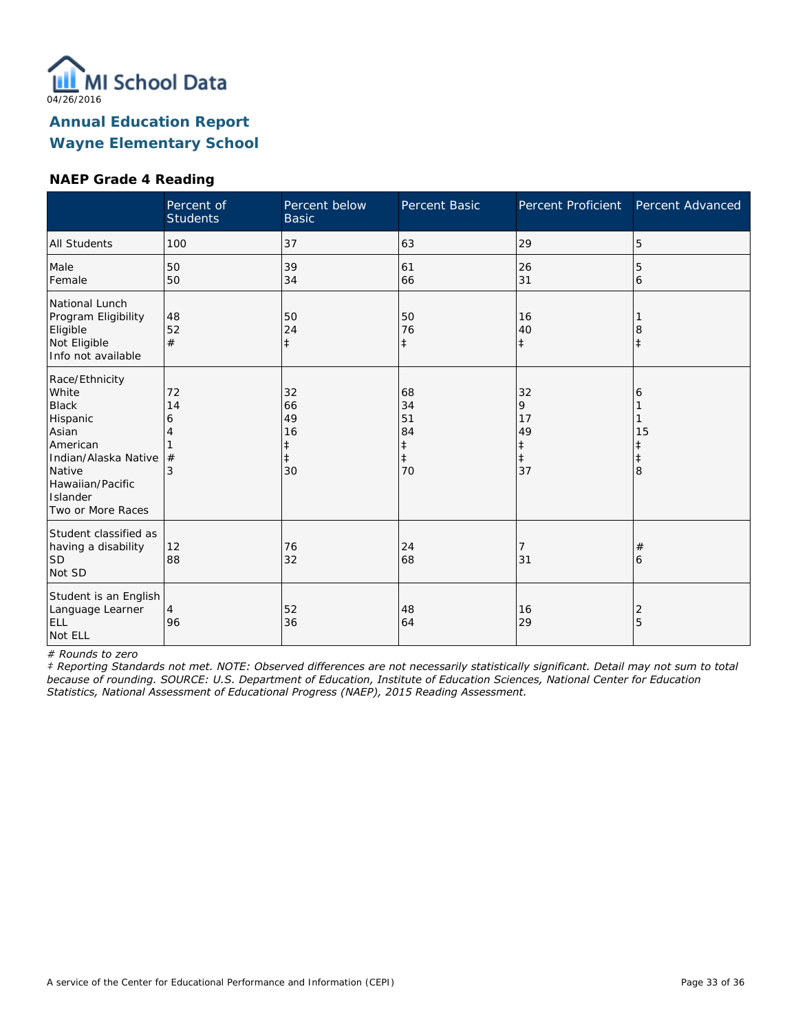04/26/2016

# Annual Education Report
# Wayne Elementary School

### NAEP Grade 4 Reading

| | Percent of Students | Percent below Basic | Percent Basic | Percent Proficient | Percent Advanced |
|---|---|---|---|---|---|
| All Students | 100 | 37 | 63 | 29 | 5 |
| Male | 50 | 39 | 61 | 26 | 5 |
| Female | 50 | 34 | 66 | 31 | 6 |
| National Lunch Program Eligibility | | | | | |
| Eligible | 48 | 50 | 50 | 16 | 1 |
| Not Eligible | 52 | 24 | 76 | 40 | 8 |
| Info not available | # | ‡ | ‡ | ‡ | ‡ |
| Race/Ethnicity | | | | | |
| White | 72 | 32 | 68 | 32 | 6 |
| Black | 14 | 66 | 34 | 9 | 1 |
| Hispanic | 6 | 49 | 51 | 17 | 1 |
| Asian | 4 | 16 | 84 | 49 | 15 |
| American Indian/Alaska Native | 1 | ‡ | ‡ | ‡ | ‡ |
| Native Hawaiian/Pacific Islander | # | ‡ | ‡ | ‡ | ‡ |
| Two or More Races | 3 | 30 | 70 | 37 | 8 |
| Student classified as having a disability | | | | | |
| SD | 12 | 76 | 24 | 7 | # |
| Not SD | 88 | 32 | 68 | 31 | 6 |
| Student is an English Language Learner | | | | | |
| ELL | 4 | 52 | 48 | 16 | 2 |
| Not ELL | 96 | 36 | 64 | 29 | 5 |

*# Rounds to zero*

*‡ Reporting Standards not met. NOTE: Observed differences are not necessarily statistically significant. Detail may not sum to total because of rounding. SOURCE: U.S. Department of Education, Institute of Education Sciences, National Center for Education Statistics, National Assessment of Educational Progress (NAEP), 2015 Reading Assessment.*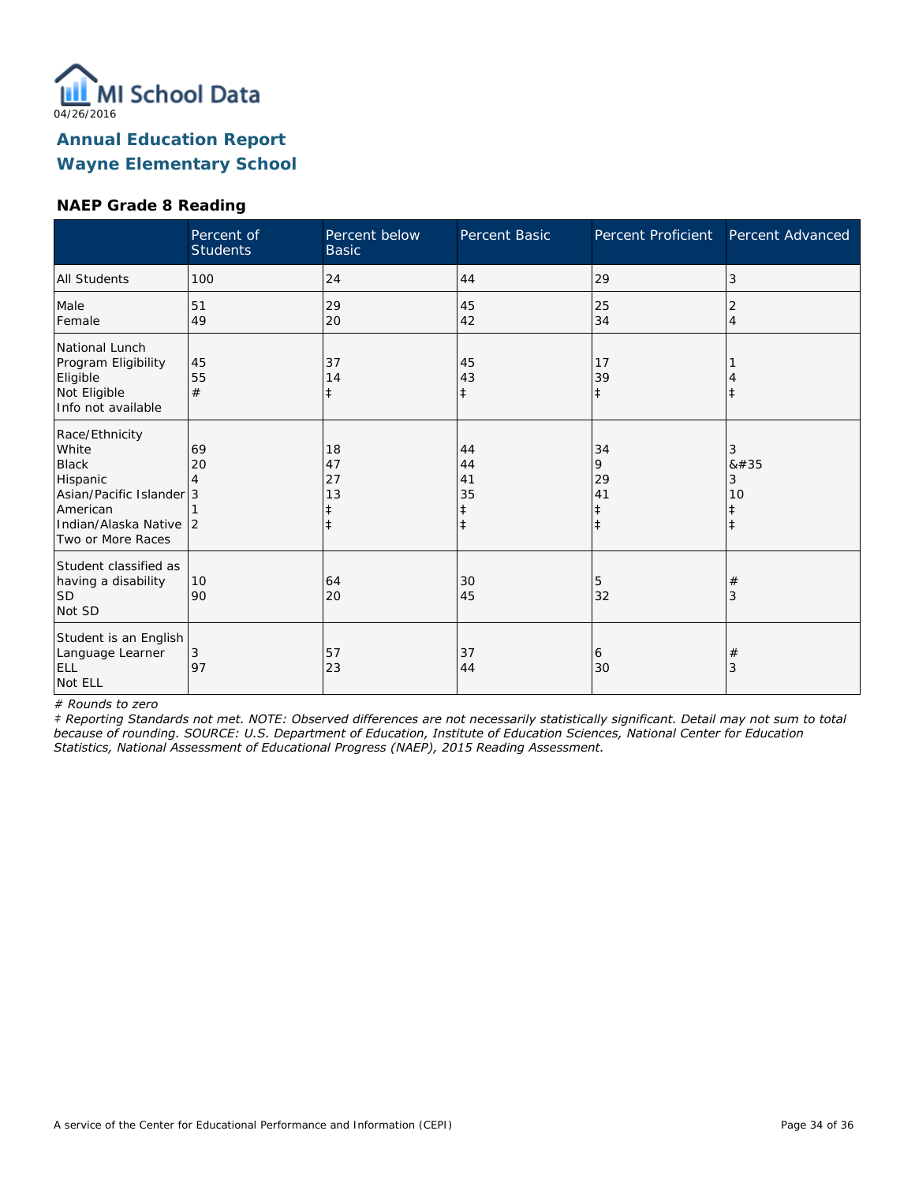04/26/2016

## Annual Education Report
## Wayne Elementary School

### NAEP Grade 8 Reading

| | Percent of Students | Percent below Basic | Percent Basic | Percent Proficient | Percent Advanced |
|---|---|---|---|---|---|
| All Students | 100 | 24 | 44 | 29 | 3 |
| Male | 51 | 29 | 45 | 25 | 2 |
| Female | 49 | 20 | 42 | 34 | 4 |
| National Lunch Program Eligibility | | | | | |
| Eligible | 45 | 37 | 45 | 17 | 1 |
| Not Eligible | 55 | 14 | 43 | 39 | 4 |
| Info not available | # | ‡ | ‡ | ‡ | ‡ |
| Race/Ethnicity | | | | | |
| White | 69 | 18 | 44 | 34 | 3 |
| Black | 20 | 47 | 44 | 9 | &#35 |
| Hispanic | 4 | 27 | 41 | 29 | 3 |
| Asian/Pacific Islander | 3 | 13 | 35 | 41 | 10 |
| American Indian/Alaska Native | 1 | ‡ | ‡ | ‡ | ‡ |
| Two or More Races | 2 | ‡ | ‡ | ‡ | ‡ |
| Student classified as having a disability | | | | | |
| SD | 10 | 64 | 30 | 5 | # |
| Not SD | 90 | 20 | 45 | 32 | 3 |
| Student is an English Language Learner | | | | | |
| ELL | 3 | 57 | 37 | 6 | # |
| Not ELL | 97 | 23 | 44 | 30 | 3 |

*# Rounds to zero*

*‡ Reporting Standards not met. NOTE: Observed differences are not necessarily statistically significant. Detail may not sum to total because of rounding. SOURCE: U.S. Department of Education, Institute of Education Sciences, National Center for Education Statistics, National Assessment of Educational Progress (NAEP), 2015 Reading Assessment.*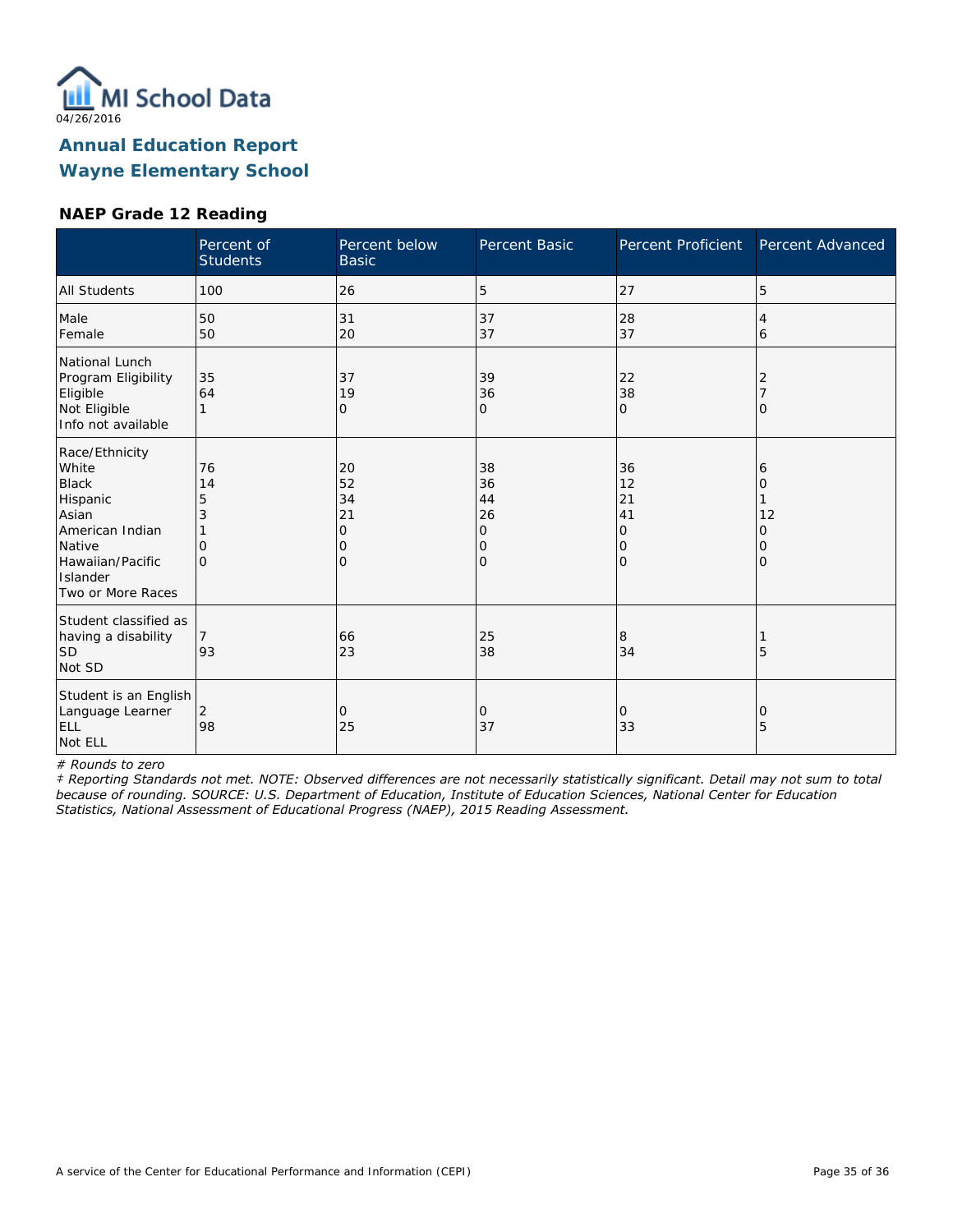04/26/2016

# Annual Education Report
# Wayne Elementary School

### NAEP Grade 12 Reading

| | Percent of Students | Percent below Basic | Percent Basic | Percent Proficient | Percent Advanced |
|---|---|---|---|---|---|
| All Students | 100 | 26 | 5 | 27 | 5 |
| Male | 50 | 31 | 37 | 28 | 4 |
| Female | 50 | 20 | 37 | 37 | 6 |
| National Lunch Program Eligibility | | | | | |
| Eligible | 35 | 37 | 39 | 22 | 2 |
| Not Eligible | 64 | 19 | 36 | 38 | 7 |
| Info not available | 1 | 0 | 0 | 0 | 0 |
| Race/Ethnicity | | | | | |
| White | 76 | 20 | 38 | 36 | 6 |
| Black | 14 | 52 | 36 | 12 | 0 |
| Hispanic | 5 | 34 | 44 | 21 | 1 |
| Asian | 3 | 21 | 26 | 41 | 12 |
| American Indian | 1 | 0 | 0 | 0 | 0 |
| Native Hawaiian/Pacific Islander | 0 | 0 | 0 | 0 | 0 |
| Two or More Races | 0 | 0 | 0 | 0 | 0 |
| Student classified as having a disability | | | | | |
| SD | 7 | 66 | 25 | 8 | 1 |
| Not SD | 93 | 23 | 38 | 34 | 5 |
| Student is an English Language Learner | | | | | |
| ELL | 2 | 0 | 0 | 0 | 0 |
| Not ELL | 98 | 25 | 37 | 33 | 5 |

*# Rounds to zero*

*‡ Reporting Standards not met. NOTE: Observed differences are not necessarily statistically significant. Detail may not sum to total because of rounding. SOURCE: U.S. Department of Education, Institute of Education Sciences, National Center for Education Statistics, National Assessment of Educational Progress (NAEP), 2015 Reading Assessment.*

A service of the Center for Educational Performance and Information (CEPI)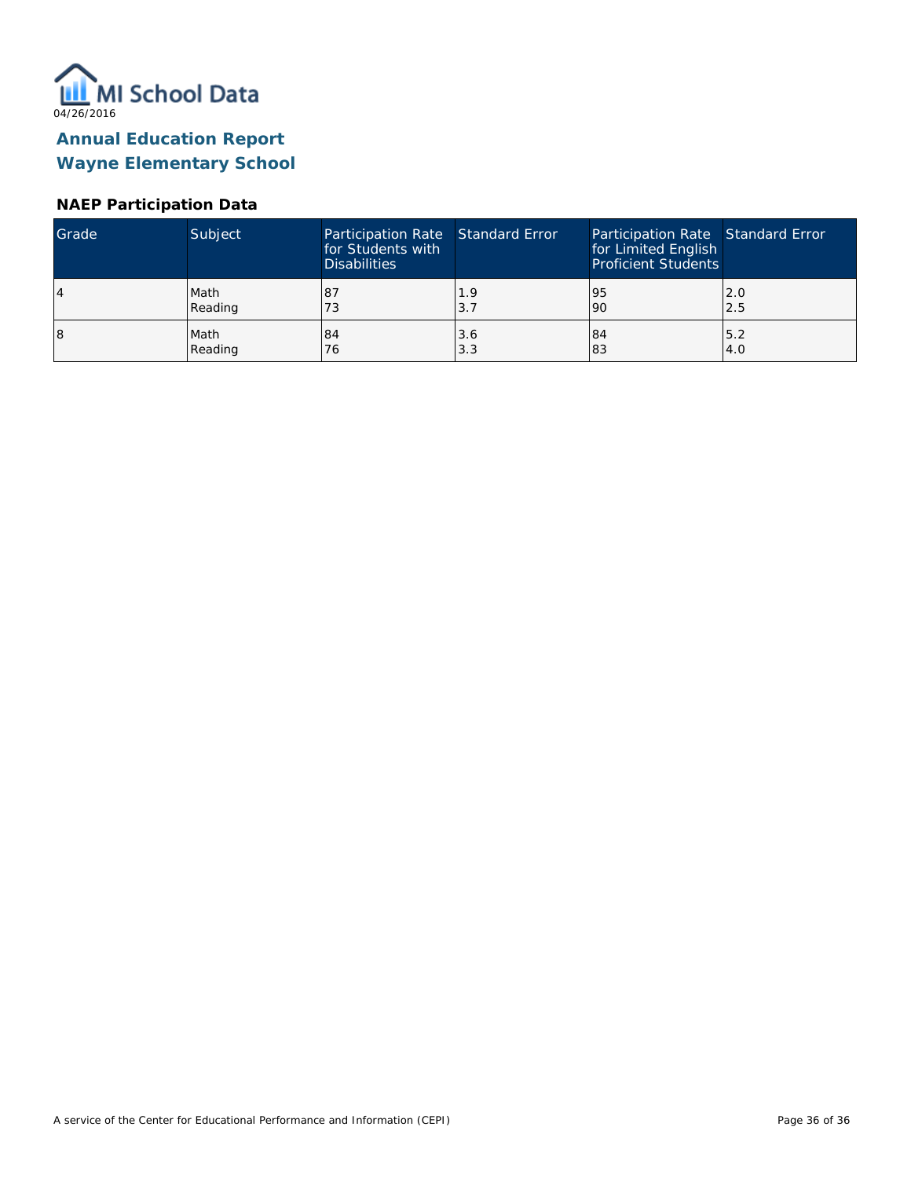MI School Data
04/26/2016

# Annual Education Report
# Wayne Elementary School

### NAEP Participation Data

| Grade | Subject | Participation Rate for Students with Disabilities | Standard Error | Participation Rate for Limited English Proficient Students | Standard Error |
|---|---|---|---|---|---|
| 4 | Math<br>Reading | 87<br>73 | 1.9<br>3.7 | 95<br>90 | 2.0<br>2.5 |
| 8 | Math<br>Reading | 84<br>76 | 3.6<br>3.3 | 84<br>83 | 5.2<br>4.0 |

A service of the Center for Educational Performance and Information (CEPI)